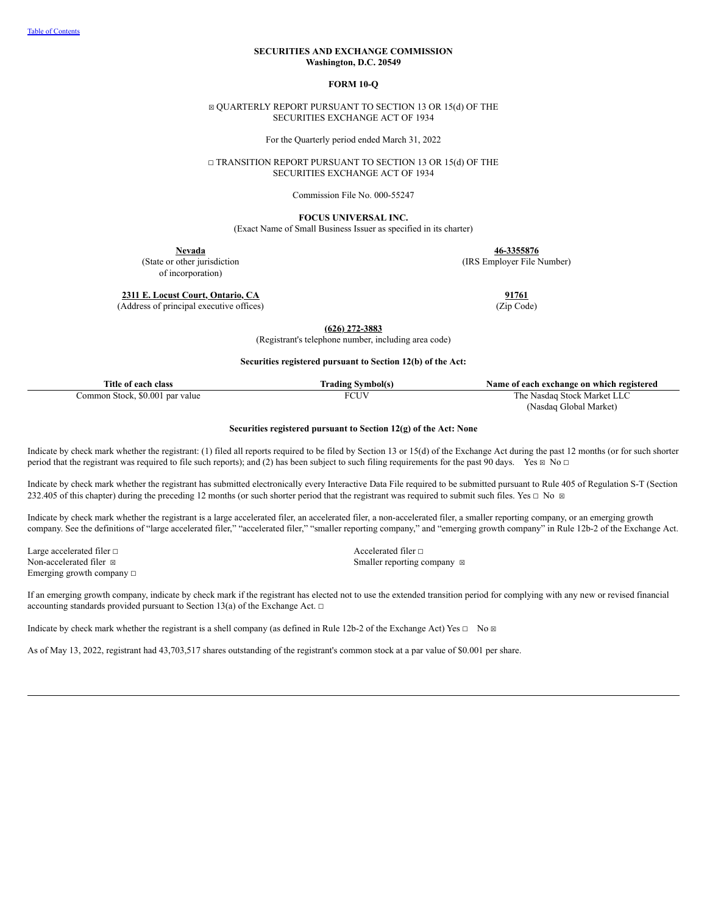[Table of Contents]

**SECURITIES AND EXCHANGE COMMISSION**
**Washington, D.C. 20549**

**FORM 10-Q**

☒ QUARTERLY REPORT PURSUANT TO SECTION 13 OR 15(d) OF THE SECURITIES EXCHANGE ACT OF 1934

For the Quarterly period ended March 31, 2022

☐ TRANSITION REPORT PURSUANT TO SECTION 13 OR 15(d) OF THE SECURITIES EXCHANGE ACT OF 1934

Commission File No. 000-55247

**FOCUS UNIVERSAL INC.**
(Exact Name of Small Business Issuer as specified in its charter)

| **Nevada** | **46-3355876** |
|---|---|
| (State or other jurisdiction of incorporation) | (IRS Employer File Number) |
| **2311 E. Locust Court, Ontario, CA** | **91761** |
| (Address of principal executive offices) | (Zip Code) |

**(626) 272-3883**
(Registrant's telephone number, including area code)

**Securities registered pursuant to Section 12(b) of the Act:**

| Title of each class | Trading Symbol(s) | Name of each exchange on which registered |
|---|---|---|
| Common Stock, $0.001 par value | FCUV | The Nasdaq Stock Market LLC (Nasdaq Global Market) |

**Securities registered pursuant to Section 12(g) of the Act: None**

Indicate by check mark whether the registrant: (1) filed all reports required to be filed by Section 13 or 15(d) of the Exchange Act during the past 12 months (or for such shorter period that the registrant was required to file such reports); and (2) has been subject to such filing requirements for the past 90 days. Yes ☒ No ☐

Indicate by check mark whether the registrant has submitted electronically every Interactive Data File required to be submitted pursuant to Rule 405 of Regulation S-T (Section 232.405 of this chapter) during the preceding 12 months (or such shorter period that the registrant was required to submit such files. Yes ☐ No ☒

Indicate by check mark whether the registrant is a large accelerated filer, an accelerated filer, a non-accelerated filer, a smaller reporting company, or an emerging growth company. See the definitions of "large accelerated filer," "accelerated filer," "smaller reporting company," and "emerging growth company" in Rule 12b-2 of the Exchange Act.

| | |
|---|---|
| Large accelerated filer ☐ | Accelerated filer ☐ |
| Non-accelerated filer ☒ | Smaller reporting company ☒ |
| Emerging growth company ☐ | |

If an emerging growth company, indicate by check mark if the registrant has elected not to use the extended transition period for complying with any new or revised financial accounting standards provided pursuant to Section 13(a) of the Exchange Act. ☐

Indicate by check mark whether the registrant is a shell company (as defined in Rule 12b-2 of the Exchange Act) Yes ☐ No ☒

As of May 13, 2022, registrant had 43,703,517 shares outstanding of the registrant's common stock at a par value of $0.001 per share.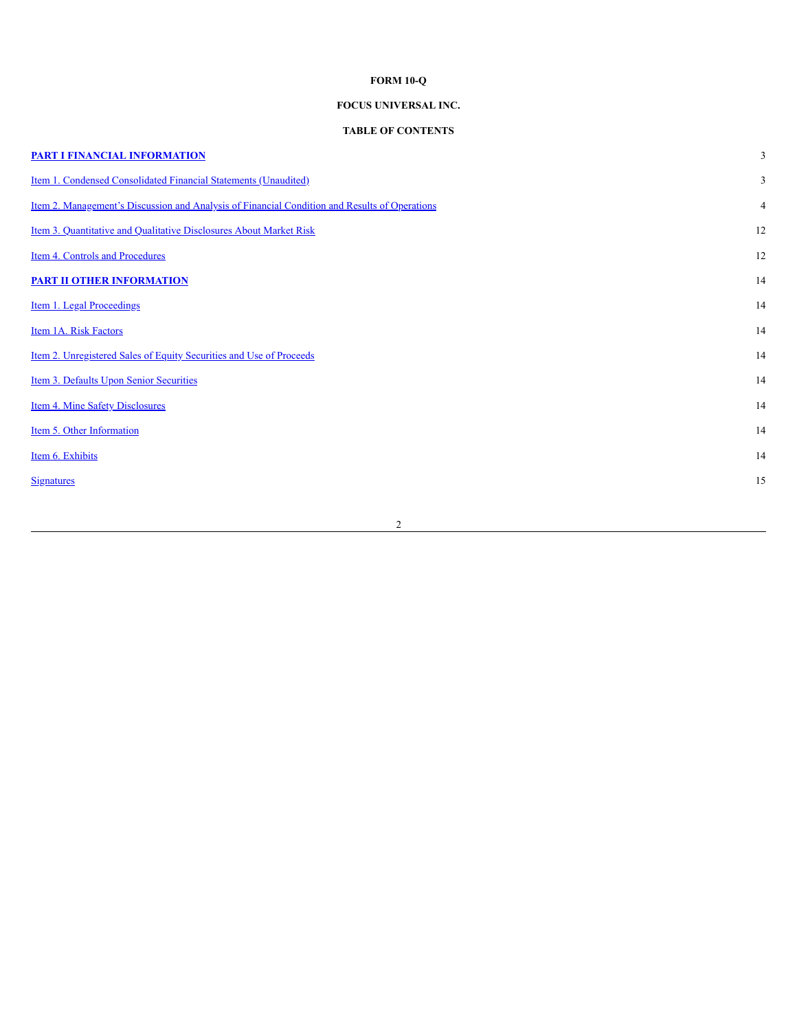**FORM 10-Q**

**FOCUS UNIVERSAL INC.**

**TABLE OF CONTENTS**

| | |
|---|---|
| **PART I FINANCIAL INFORMATION** | 3 |
| Item 1. Condensed Consolidated Financial Statements (Unaudited) | 3 |
| Item 2. Management's Discussion and Analysis of Financial Condition and Results of Operations | 4 |
| Item 3. Quantitative and Qualitative Disclosures About Market Risk | 12 |
| Item 4. Controls and Procedures | 12 |
| **PART II OTHER INFORMATION** | 14 |
| Item 1. Legal Proceedings | 14 |
| Item 1A. Risk Factors | 14 |
| Item 2. Unregistered Sales of Equity Securities and Use of Proceeds | 14 |
| Item 3. Defaults Upon Senior Securities | 14 |
| Item 4. Mine Safety Disclosures | 14 |
| Item 5. Other Information | 14 |
| Item 6. Exhibits | 14 |
| Signatures | 15 |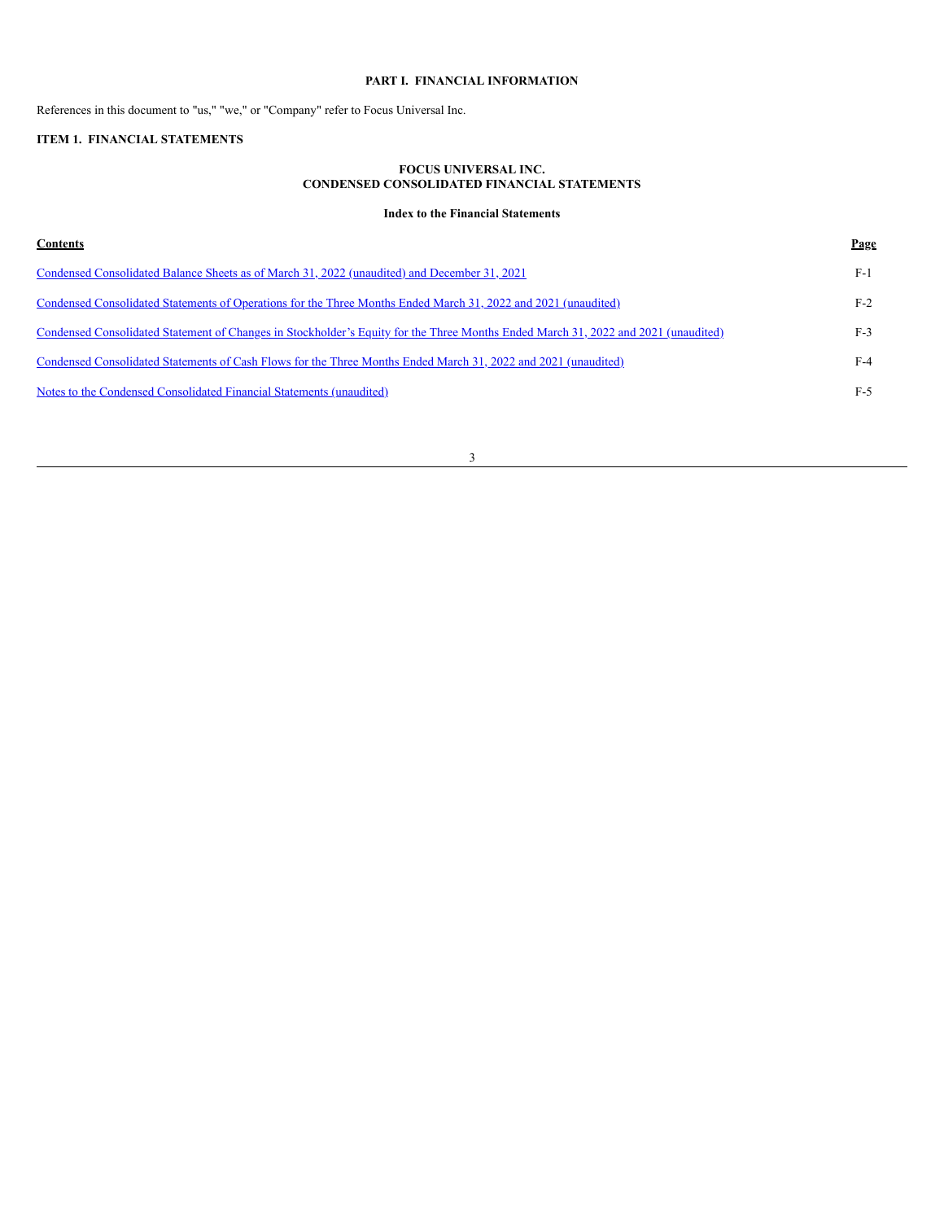## PART I. FINANCIAL INFORMATION

References in this document to "us," "we," or "Company" refer to Focus Universal Inc.

### ITEM 1. FINANCIAL STATEMENTS

**FOCUS UNIVERSAL INC.**
**CONDENSED CONSOLIDATED FINANCIAL STATEMENTS**

**Index to the Financial Statements**

| Contents | Page |
|---|---|
| Condensed Consolidated Balance Sheets as of March 31, 2022 (unaudited) and December 31, 2021 | F-1 |
| Condensed Consolidated Statements of Operations for the Three Months Ended March 31, 2022 and 2021 (unaudited) | F-2 |
| Condensed Consolidated Statement of Changes in Stockholder's Equity for the Three Months Ended March 31, 2022 and 2021 (unaudited) | F-3 |
| Condensed Consolidated Statements of Cash Flows for the Three Months Ended March 31, 2022 and 2021 (unaudited) | F-4 |
| Notes to the Condensed Consolidated Financial Statements (unaudited) | F-5 |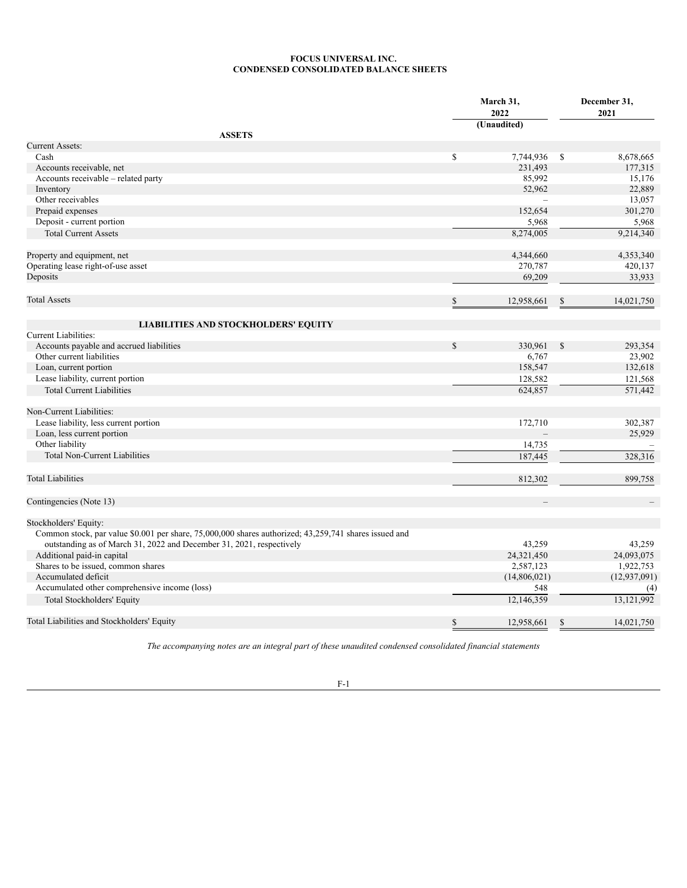**FOCUS UNIVERSAL INC.**
**CONDENSED CONSOLIDATED BALANCE SHEETS**

| | March 31, 2022 (Unaudited) | December 31, 2021 |
|---|---|---|
| **ASSETS** | | |
| Current Assets: | | |
| Cash | $ 7,744,936 | $ 8,678,665 |
| Accounts receivable, net | 231,493 | 177,315 |
| Accounts receivable – related party | 85,992 | 15,176 |
| Inventory | 52,962 | 22,889 |
| Other receivables | – | 13,057 |
| Prepaid expenses | 152,654 | 301,270 |
| Deposit - current portion | 5,968 | 5,968 |
| Total Current Assets | 8,274,005 | 9,214,340 |
| | | |
| Property and equipment, net | 4,344,660 | 4,353,340 |
| Operating lease right-of-use asset | 270,787 | 420,137 |
| Deposits | 69,209 | 33,933 |
| | | |
| Total Assets | $ 12,958,661 | $ 14,021,750 |
| | | |
| **LIABILITIES AND STOCKHOLDERS' EQUITY** | | |
| Current Liabilities: | | |
| Accounts payable and accrued liabilities | $ 330,961 | $ 293,354 |
| Other current liabilities | 6,767 | 23,902 |
| Loan, current portion | 158,547 | 132,618 |
| Lease liability, current portion | 128,582 | 121,568 |
| Total Current Liabilities | 624,857 | 571,442 |
| | | |
| Non-Current Liabilities: | | |
| Lease liability, less current portion | 172,710 | 302,387 |
| Loan, less current portion | – | 25,929 |
| Other liability | 14,735 | – |
| Total Non-Current Liabilities | 187,445 | 328,316 |
| | | |
| Total Liabilities | 812,302 | 899,758 |
| | | |
| Contingencies (Note 13) | – | – |
| | | |
| Stockholders' Equity: | | |
| Common stock, par value $0.001 per share, 75,000,000 shares authorized; 43,259,741 shares issued and outstanding as of March 31, 2022 and December 31, 2021, respectively | 43,259 | 43,259 |
| Additional paid-in capital | 24,321,450 | 24,093,075 |
| Shares to be issued, common shares | 2,587,123 | 1,922,753 |
| Accumulated deficit | (14,806,021) | (12,937,091) |
| Accumulated other comprehensive income (loss) | 548 | (4) |
| Total Stockholders' Equity | 12,146,359 | 13,121,992 |
| | | |
| Total Liabilities and Stockholders' Equity | $ 12,958,661 | $ 14,021,750 |

*The accompanying notes are an integral part of these unaudited condensed consolidated financial statements*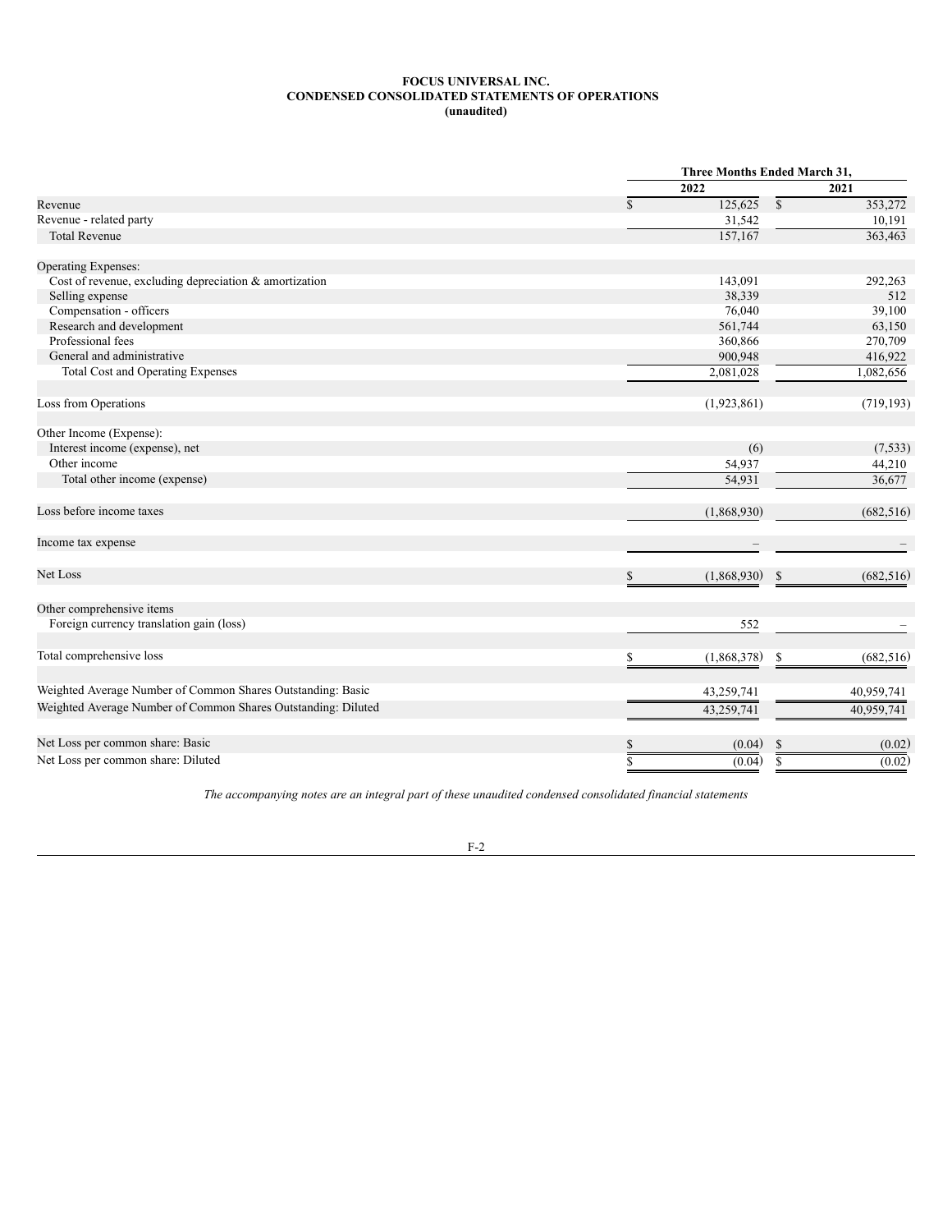**FOCUS UNIVERSAL INC.**
**CONDENSED CONSOLIDATED STATEMENTS OF OPERATIONS**
**(unaudited)**

| | Three Months Ended March 31, | |
|---|---|---|
| | **2022** | **2021** |
| Revenue | $ 125,625 | $ 353,272 |
| Revenue - related party | 31,542 | 10,191 |
| Total Revenue | 157,167 | 363,463 |
| | | |
| Operating Expenses: | | |
| Cost of revenue, excluding depreciation & amortization | 143,091 | 292,263 |
| Selling expense | 38,339 | 512 |
| Compensation - officers | 76,040 | 39,100 |
| Research and development | 561,744 | 63,150 |
| Professional fees | 360,866 | 270,709 |
| General and administrative | 900,948 | 416,922 |
| Total Cost and Operating Expenses | 2,081,028 | 1,082,656 |
| | | |
| Loss from Operations | (1,923,861) | (719,193) |
| | | |
| Other Income (Expense): | | |
| Interest income (expense), net | (6) | (7,533) |
| Other income | 54,937 | 44,210 |
| Total other income (expense) | 54,931 | 36,677 |
| | | |
| Loss before income taxes | (1,868,930) | (682,516) |
| | | |
| Income tax expense | – | – |
| | | |
| Net Loss | $ (1,868,930) | $ (682,516) |
| | | |
| Other comprehensive items | | |
| Foreign currency translation gain (loss) | 552 | – |
| | | |
| Total comprehensive loss | $ (1,868,378) | $ (682,516) |
| | | |
| Weighted Average Number of Common Shares Outstanding: Basic | 43,259,741 | 40,959,741 |
| Weighted Average Number of Common Shares Outstanding: Diluted | 43,259,741 | 40,959,741 |
| | | |
| Net Loss per common share: Basic | $ (0.04) | $ (0.02) |
| Net Loss per common share: Diluted | $ (0.04) | $ (0.02) |

*The accompanying notes are an integral part of these unaudited condensed consolidated financial statements*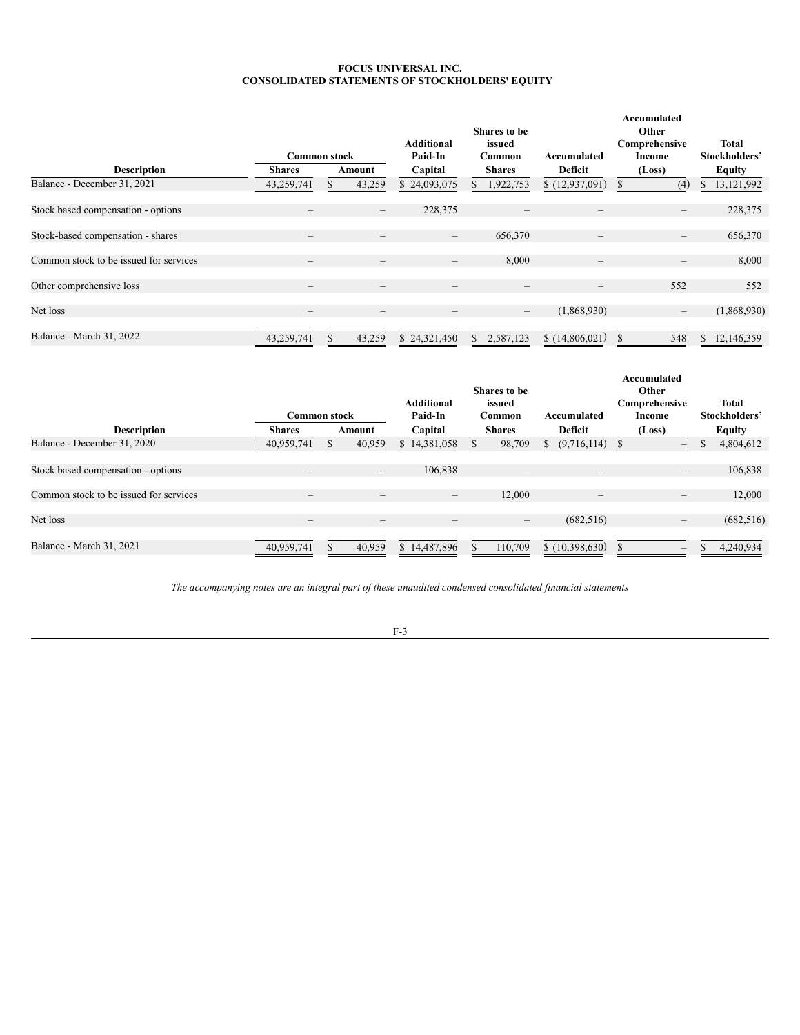**FOCUS UNIVERSAL INC.**
**CONSOLIDATED STATEMENTS OF STOCKHOLDERS' EQUITY**

| | Common stock | | Additional Paid-In | Shares to be issued Common | Accumulated | Accumulated Other Comprehensive Income | Total Stockholders' |
|---|---|---|---|---|---|---|---|
| **Description** | **Shares** | **Amount** | **Capital** | **Shares** | **Deficit** | **(Loss)** | **Equity** |
| Balance - December 31, 2021 | 43,259,741 | $ 43,259 | $ 24,093,075 | $ 1,922,753 | $ (12,937,091) | $ (4) | $ 13,121,992 |
| Stock based compensation - options | – | – | 228,375 | – | – | – | 228,375 |
| Stock-based compensation - shares | – | – | – | 656,370 | – | – | 656,370 |
| Common stock to be issued for services | – | – | – | 8,000 | – | – | 8,000 |
| Other comprehensive loss | – | – | – | – | – | 552 | 552 |
| Net loss | – | – | – | – | (1,868,930) | – | (1,868,930) |
| Balance - March 31, 2022 | 43,259,741 | $ 43,259 | $ 24,321,450 | $ 2,587,123 | $ (14,806,021) | $ 548 | $ 12,146,359 |

| | Common stock | | Additional Paid-In | Shares to be issued Common | Accumulated | Accumulated Other Comprehensive Income | Total Stockholders' |
|---|---|---|---|---|---|---|---|
| **Description** | **Shares** | **Amount** | **Capital** | **Shares** | **Deficit** | **(Loss)** | **Equity** |
| Balance - December 31, 2020 | 40,959,741 | $ 40,959 | $ 14,381,058 | $ 98,709 | $ (9,716,114) | $ – | $ 4,804,612 |
| Stock based compensation - options | – | – | 106,838 | – | – | – | 106,838 |
| Common stock to be issued for services | – | – | – | 12,000 | – | – | 12,000 |
| Net loss | – | – | – | – | (682,516) | – | (682,516) |
| Balance - March 31, 2021 | 40,959,741 | $ 40,959 | $ 14,487,896 | $ 110,709 | $ (10,398,630) | $ – | $ 4,240,934 |

*The accompanying notes are an integral part of these unaudited condensed consolidated financial statements*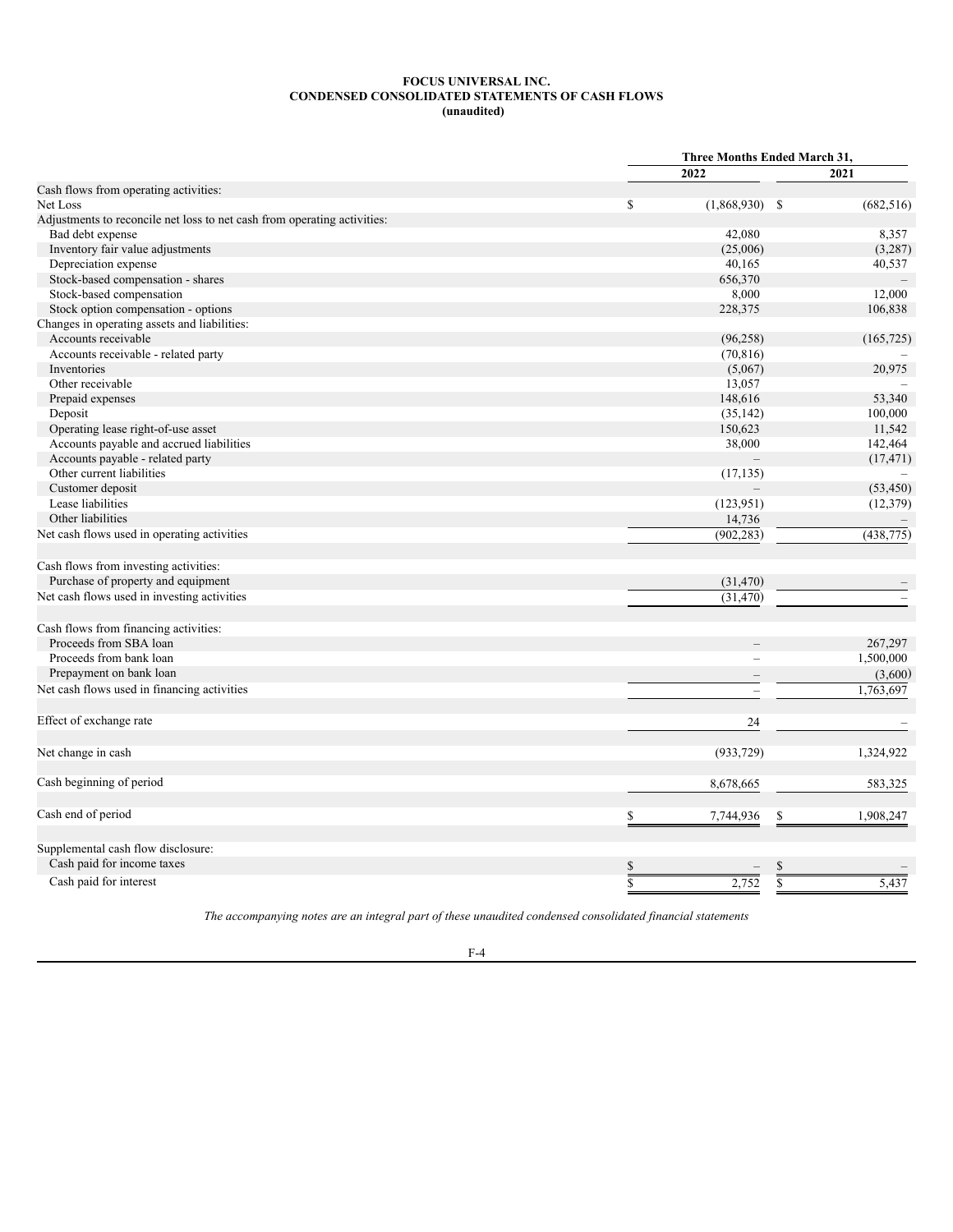**FOCUS UNIVERSAL INC.**
**CONDENSED CONSOLIDATED STATEMENTS OF CASH FLOWS**
**(unaudited)**

| | Three Months Ended March 31, | |
|---|---|---|
| | 2022 | 2021 |
| Cash flows from operating activities: | | |
| Net Loss | $ (1,868,930) | $ (682,516) |
| Adjustments to reconcile net loss to net cash from operating activities: | | |
| Bad debt expense | 42,080 | 8,357 |
| Inventory fair value adjustments | (25,006) | (3,287) |
| Depreciation expense | 40,165 | 40,537 |
| Stock-based compensation - shares | 656,370 | – |
| Stock-based compensation | 8,000 | 12,000 |
| Stock option compensation - options | 228,375 | 106,838 |
| Changes in operating assets and liabilities: | | |
| Accounts receivable | (96,258) | (165,725) |
| Accounts receivable - related party | (70,816) | – |
| Inventories | (5,067) | 20,975 |
| Other receivable | 13,057 | – |
| Prepaid expenses | 148,616 | 53,340 |
| Deposit | (35,142) | 100,000 |
| Operating lease right-of-use asset | 150,623 | 11,542 |
| Accounts payable and accrued liabilities | 38,000 | 142,464 |
| Accounts payable - related party | – | (17,471) |
| Other current liabilities | (17,135) | – |
| Customer deposit | – | (53,450) |
| Lease liabilities | (123,951) | (12,379) |
| Other liabilities | 14,736 | – |
| Net cash flows used in operating activities | (902,283) | (438,775) |
| | | |
| Cash flows from investing activities: | | |
| Purchase of property and equipment | (31,470) | – |
| Net cash flows used in investing activities | (31,470) | – |
| | | |
| Cash flows from financing activities: | | |
| Proceeds from SBA loan | – | 267,297 |
| Proceeds from bank loan | – | 1,500,000 |
| Prepayment on bank loan | – | (3,600) |
| Net cash flows used in financing activities | – | 1,763,697 |
| | | |
| Effect of exchange rate | 24 | – |
| | | |
| Net change in cash | (933,729) | 1,324,922 |
| | | |
| Cash beginning of period | 8,678,665 | 583,325 |
| | | |
| Cash end of period | $ 7,744,936 | $ 1,908,247 |
| | | |
| Supplemental cash flow disclosure: | | |
| Cash paid for income taxes | $ – | $ – |
| Cash paid for interest | $ 2,752 | $ 5,437 |

*The accompanying notes are an integral part of these unaudited condensed consolidated financial statements*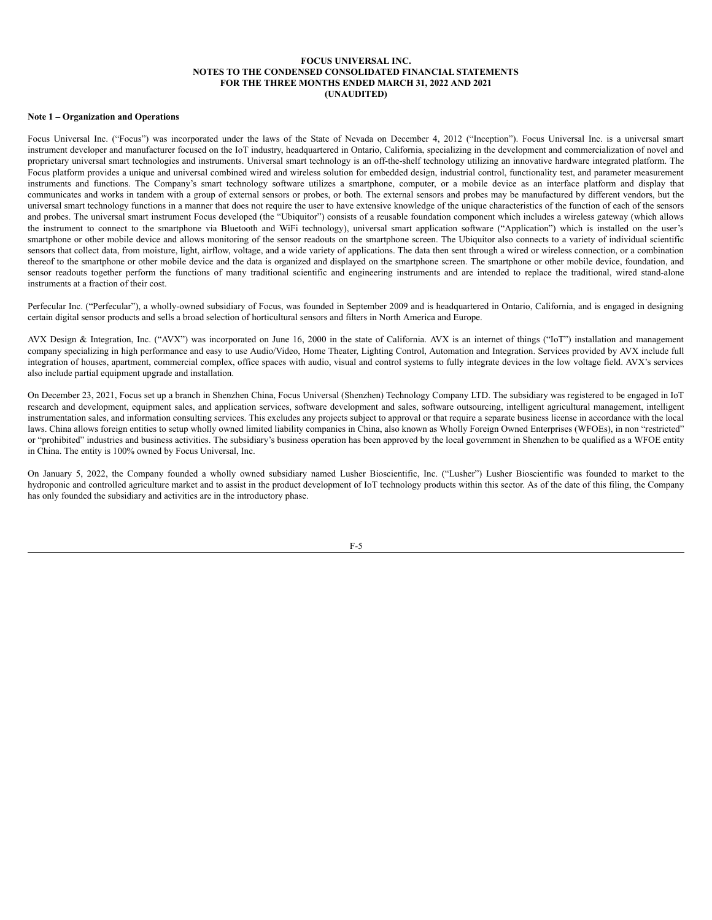**FOCUS UNIVERSAL INC.**
**NOTES TO THE CONDENSED CONSOLIDATED FINANCIAL STATEMENTS**
**FOR THE THREE MONTHS ENDED MARCH 31, 2022 AND 2021**
**(UNAUDITED)**

**Note 1 – Organization and Operations**

Focus Universal Inc. ("Focus") was incorporated under the laws of the State of Nevada on December 4, 2012 ("Inception"). Focus Universal Inc. is a universal smart instrument developer and manufacturer focused on the IoT industry, headquartered in Ontario, California, specializing in the development and commercialization of novel and proprietary universal smart technologies and instruments. Universal smart technology is an off-the-shelf technology utilizing an innovative hardware integrated platform. The Focus platform provides a unique and universal combined wired and wireless solution for embedded design, industrial control, functionality test, and parameter measurement instruments and functions. The Company's smart technology software utilizes a smartphone, computer, or a mobile device as an interface platform and display that communicates and works in tandem with a group of external sensors or probes, or both. The external sensors and probes may be manufactured by different vendors, but the universal smart technology functions in a manner that does not require the user to have extensive knowledge of the unique characteristics of the function of each of the sensors and probes. The universal smart instrument Focus developed (the "Ubiquitor") consists of a reusable foundation component which includes a wireless gateway (which allows the instrument to connect to the smartphone via Bluetooth and WiFi technology), universal smart application software ("Application") which is installed on the user's smartphone or other mobile device and allows monitoring of the sensor readouts on the smartphone screen. The Ubiquitor also connects to a variety of individual scientific sensors that collect data, from moisture, light, airflow, voltage, and a wide variety of applications. The data then sent through a wired or wireless connection, or a combination thereof to the smartphone or other mobile device and the data is organized and displayed on the smartphone screen. The smartphone or other mobile device, foundation, and sensor readouts together perform the functions of many traditional scientific and engineering instruments and are intended to replace the traditional, wired stand-alone instruments at a fraction of their cost.

Perfecular Inc. ("Perfecular"), a wholly-owned subsidiary of Focus, was founded in September 2009 and is headquartered in Ontario, California, and is engaged in designing certain digital sensor products and sells a broad selection of horticultural sensors and filters in North America and Europe.

AVX Design & Integration, Inc. ("AVX") was incorporated on June 16, 2000 in the state of California. AVX is an internet of things ("IoT") installation and management company specializing in high performance and easy to use Audio/Video, Home Theater, Lighting Control, Automation and Integration. Services provided by AVX include full integration of houses, apartment, commercial complex, office spaces with audio, visual and control systems to fully integrate devices in the low voltage field. AVX's services also include partial equipment upgrade and installation.

On December 23, 2021, Focus set up a branch in Shenzhen China, Focus Universal (Shenzhen) Technology Company LTD. The subsidiary was registered to be engaged in IoT research and development, equipment sales, and application services, software development and sales, software outsourcing, intelligent agricultural management, intelligent instrumentation sales, and information consulting services. This excludes any projects subject to approval or that require a separate business license in accordance with the local laws. China allows foreign entities to setup wholly owned limited liability companies in China, also known as Wholly Foreign Owned Enterprises (WFOEs), in non "restricted" or "prohibited" industries and business activities. The subsidiary's business operation has been approved by the local government in Shenzhen to be qualified as a WFOE entity in China. The entity is 100% owned by Focus Universal, Inc.

On January 5, 2022, the Company founded a wholly owned subsidiary named Lusher Bioscientific, Inc. ("Lusher") Lusher Bioscientific was founded to market to the hydroponic and controlled agriculture market and to assist in the product development of IoT technology products within this sector. As of the date of this filing, the Company has only founded the subsidiary and activities are in the introductory phase.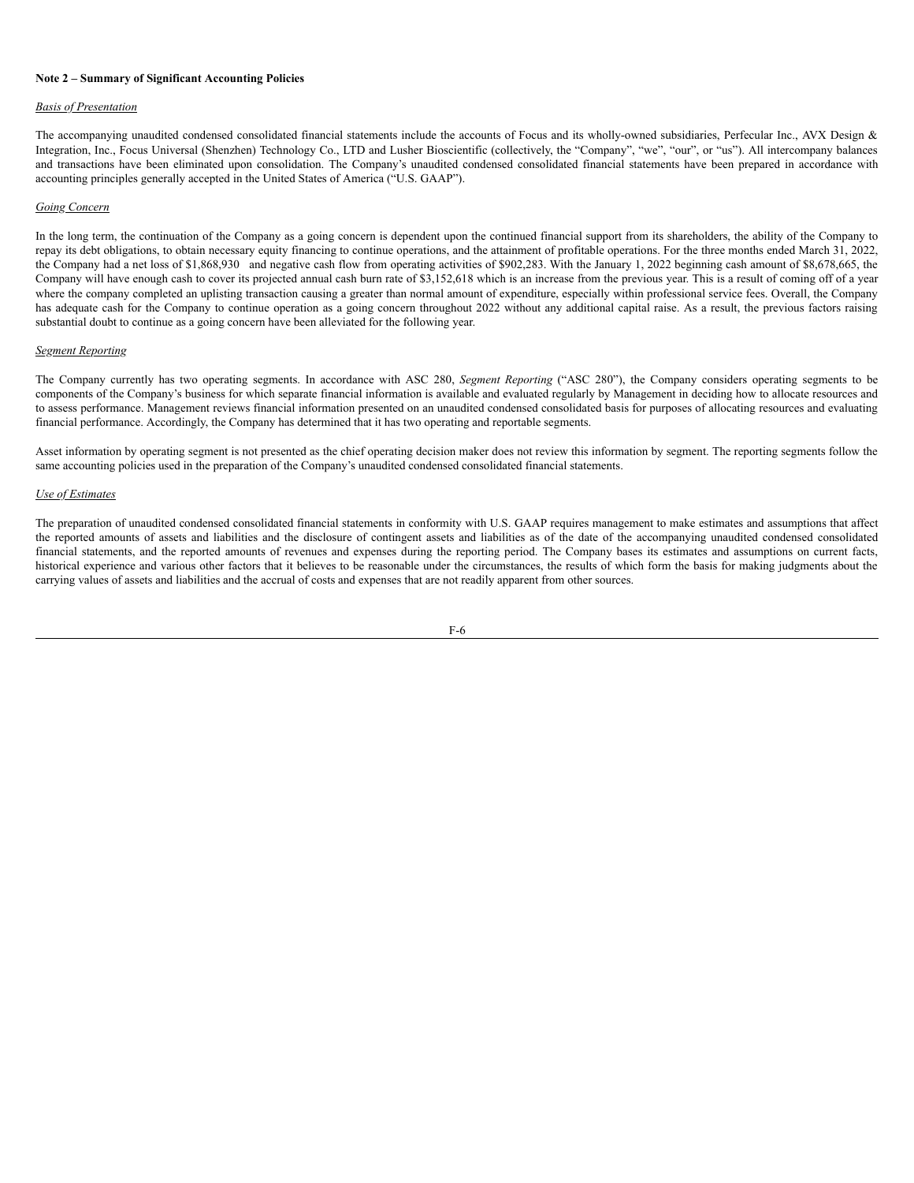**Note 2 – Summary of Significant Accounting Policies**

*Basis of Presentation*

The accompanying unaudited condensed consolidated financial statements include the accounts of Focus and its wholly-owned subsidiaries, Perfecular Inc., AVX Design & Integration, Inc., Focus Universal (Shenzhen) Technology Co., LTD and Lusher Bioscientific (collectively, the "Company", "we", "our", or "us"). All intercompany balances and transactions have been eliminated upon consolidation. The Company's unaudited condensed consolidated financial statements have been prepared in accordance with accounting principles generally accepted in the United States of America ("U.S. GAAP").

*Going Concern*

In the long term, the continuation of the Company as a going concern is dependent upon the continued financial support from its shareholders, the ability of the Company to repay its debt obligations, to obtain necessary equity financing to continue operations, and the attainment of profitable operations. For the three months ended March 31, 2022, the Company had a net loss of $1,868,930 and negative cash flow from operating activities of $902,283. With the January 1, 2022 beginning cash amount of $8,678,665, the Company will have enough cash to cover its projected annual cash burn rate of $3,152,618 which is an increase from the previous year. This is a result of coming off of a year where the company completed an uplisting transaction causing a greater than normal amount of expenditure, especially within professional service fees. Overall, the Company has adequate cash for the Company to continue operation as a going concern throughout 2022 without any additional capital raise. As a result, the previous factors raising substantial doubt to continue as a going concern have been alleviated for the following year.

*Segment Reporting*

The Company currently has two operating segments. In accordance with ASC 280, *Segment Reporting* ("ASC 280"), the Company considers operating segments to be components of the Company's business for which separate financial information is available and evaluated regularly by Management in deciding how to allocate resources and to assess performance. Management reviews financial information presented on an unaudited condensed consolidated basis for purposes of allocating resources and evaluating financial performance. Accordingly, the Company has determined that it has two operating and reportable segments.

Asset information by operating segment is not presented as the chief operating decision maker does not review this information by segment. The reporting segments follow the same accounting policies used in the preparation of the Company's unaudited condensed consolidated financial statements.

*Use of Estimates*

The preparation of unaudited condensed consolidated financial statements in conformity with U.S. GAAP requires management to make estimates and assumptions that affect the reported amounts of assets and liabilities and the disclosure of contingent assets and liabilities as of the date of the accompanying unaudited condensed consolidated financial statements, and the reported amounts of revenues and expenses during the reporting period. The Company bases its estimates and assumptions on current facts, historical experience and various other factors that it believes to be reasonable under the circumstances, the results of which form the basis for making judgments about the carrying values of assets and liabilities and the accrual of costs and expenses that are not readily apparent from other sources.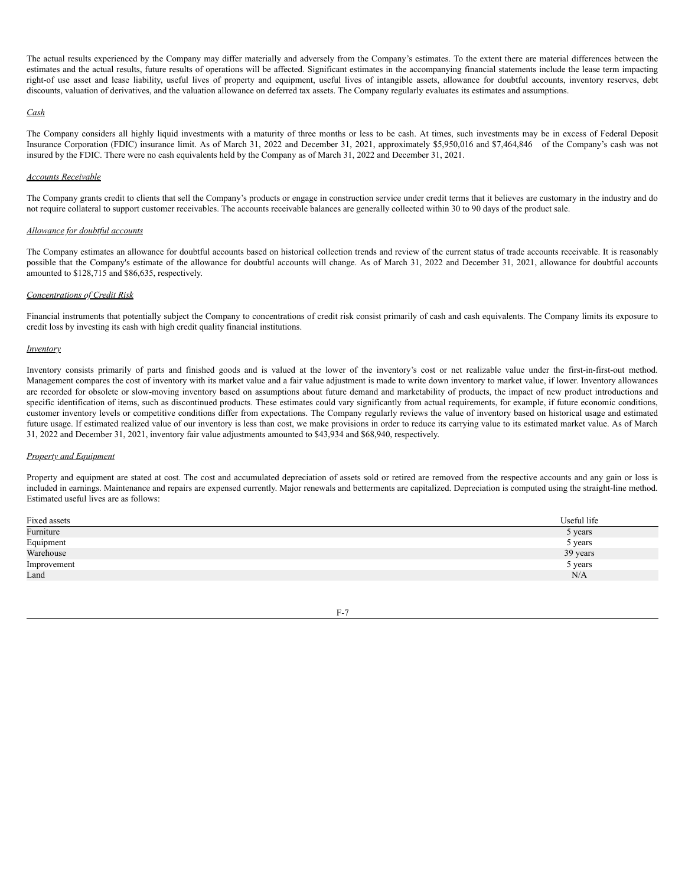The actual results experienced by the Company may differ materially and adversely from the Company's estimates. To the extent there are material differences between the estimates and the actual results, future results of operations will be affected. Significant estimates in the accompanying financial statements include the lease term impacting right-of use asset and lease liability, useful lives of property and equipment, useful lives of intangible assets, allowance for doubtful accounts, inventory reserves, debt discounts, valuation of derivatives, and the valuation allowance on deferred tax assets. The Company regularly evaluates its estimates and assumptions.

*Cash*

The Company considers all highly liquid investments with a maturity of three months or less to be cash. At times, such investments may be in excess of Federal Deposit Insurance Corporation (FDIC) insurance limit. As of March 31, 2022 and December 31, 2021, approximately $5,950,016 and $7,464,846 of the Company's cash was not insured by the FDIC. There were no cash equivalents held by the Company as of March 31, 2022 and December 31, 2021.

*Accounts Receivable*

The Company grants credit to clients that sell the Company's products or engage in construction service under credit terms that it believes are customary in the industry and do not require collateral to support customer receivables. The accounts receivable balances are generally collected within 30 to 90 days of the product sale.

*Allowance for doubtful accounts*

The Company estimates an allowance for doubtful accounts based on historical collection trends and review of the current status of trade accounts receivable. It is reasonably possible that the Company's estimate of the allowance for doubtful accounts will change. As of March 31, 2022 and December 31, 2021, allowance for doubtful accounts amounted to $128,715 and $86,635, respectively.

*Concentrations of Credit Risk*

Financial instruments that potentially subject the Company to concentrations of credit risk consist primarily of cash and cash equivalents. The Company limits its exposure to credit loss by investing its cash with high credit quality financial institutions.

*Inventory*

Inventory consists primarily of parts and finished goods and is valued at the lower of the inventory's cost or net realizable value under the first-in-first-out method. Management compares the cost of inventory with its market value and a fair value adjustment is made to write down inventory to market value, if lower. Inventory allowances are recorded for obsolete or slow-moving inventory based on assumptions about future demand and marketability of products, the impact of new product introductions and specific identification of items, such as discontinued products. These estimates could vary significantly from actual requirements, for example, if future economic conditions, customer inventory levels or competitive conditions differ from expectations. The Company regularly reviews the value of inventory based on historical usage and estimated future usage. If estimated realized value of our inventory is less than cost, we make provisions in order to reduce its carrying value to its estimated market value. As of March 31, 2022 and December 31, 2021, inventory fair value adjustments amounted to $43,934 and $68,940, respectively.

*Property and Equipment*

Property and equipment are stated at cost. The cost and accumulated depreciation of assets sold or retired are removed from the respective accounts and any gain or loss is included in earnings. Maintenance and repairs are expensed currently. Major renewals and betterments are capitalized. Depreciation is computed using the straight-line method. Estimated useful lives are as follows:

| Fixed assets | Useful life |
| --- | --- |
| Furniture | 5 years |
| Equipment | 5 years |
| Warehouse | 39 years |
| Improvement | 5 years |
| Land | N/A |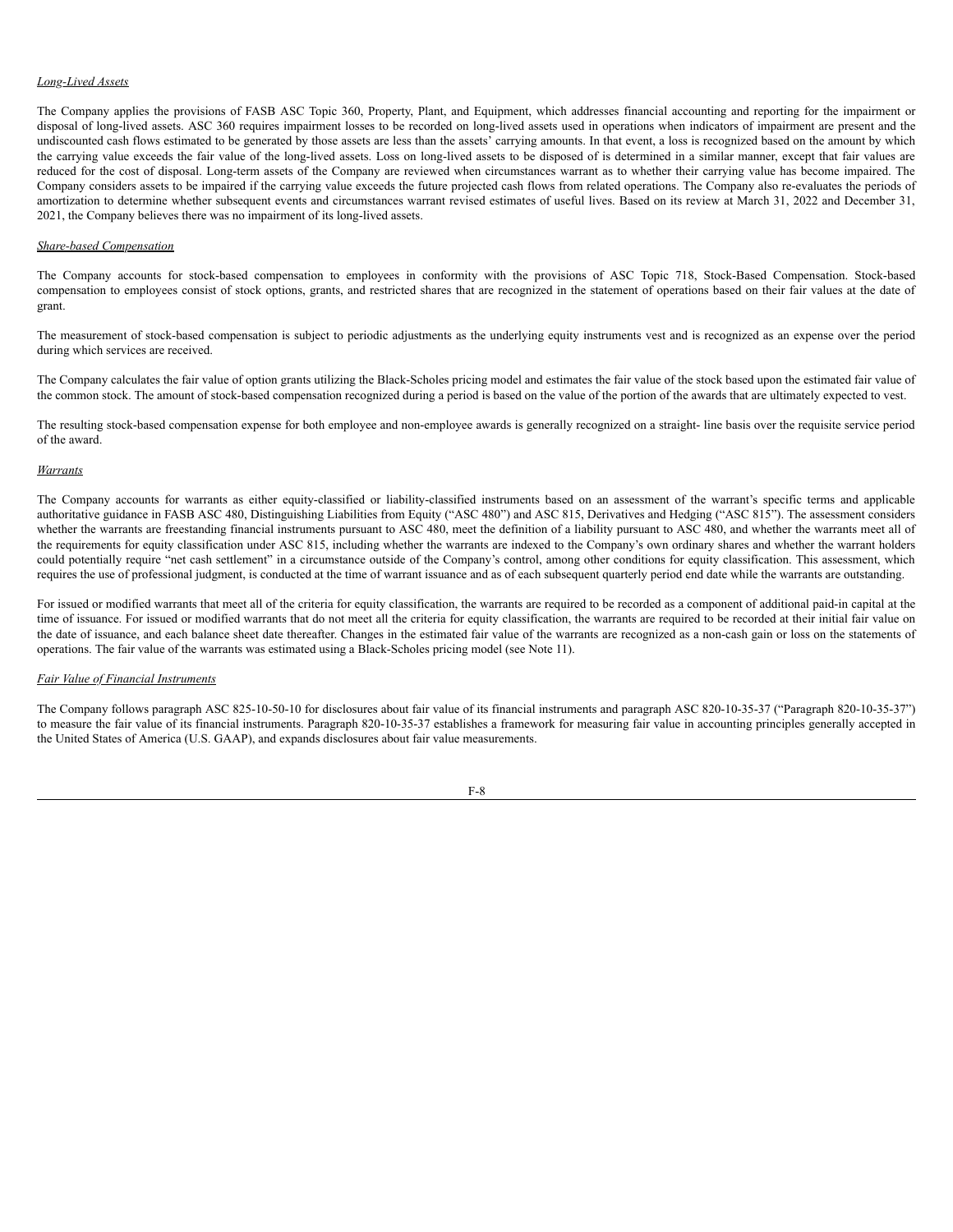*Long-Lived Assets*

The Company applies the provisions of FASB ASC Topic 360, Property, Plant, and Equipment, which addresses financial accounting and reporting for the impairment or disposal of long-lived assets. ASC 360 requires impairment losses to be recorded on long-lived assets used in operations when indicators of impairment are present and the undiscounted cash flows estimated to be generated by those assets are less than the assets' carrying amounts. In that event, a loss is recognized based on the amount by which the carrying value exceeds the fair value of the long-lived assets. Loss on long-lived assets to be disposed of is determined in a similar manner, except that fair values are reduced for the cost of disposal. Long-term assets of the Company are reviewed when circumstances warrant as to whether their carrying value has become impaired. The Company considers assets to be impaired if the carrying value exceeds the future projected cash flows from related operations. The Company also re-evaluates the periods of amortization to determine whether subsequent events and circumstances warrant revised estimates of useful lives. Based on its review at March 31, 2022 and December 31, 2021, the Company believes there was no impairment of its long-lived assets.

*Share-based Compensation*

The Company accounts for stock-based compensation to employees in conformity with the provisions of ASC Topic 718, Stock-Based Compensation. Stock-based compensation to employees consist of stock options, grants, and restricted shares that are recognized in the statement of operations based on their fair values at the date of grant.

The measurement of stock-based compensation is subject to periodic adjustments as the underlying equity instruments vest and is recognized as an expense over the period during which services are received.

The Company calculates the fair value of option grants utilizing the Black-Scholes pricing model and estimates the fair value of the stock based upon the estimated fair value of the common stock. The amount of stock-based compensation recognized during a period is based on the value of the portion of the awards that are ultimately expected to vest.

The resulting stock-based compensation expense for both employee and non-employee awards is generally recognized on a straight- line basis over the requisite service period of the award.

*Warrants*

The Company accounts for warrants as either equity-classified or liability-classified instruments based on an assessment of the warrant's specific terms and applicable authoritative guidance in FASB ASC 480, Distinguishing Liabilities from Equity ("ASC 480") and ASC 815, Derivatives and Hedging ("ASC 815"). The assessment considers whether the warrants are freestanding financial instruments pursuant to ASC 480, meet the definition of a liability pursuant to ASC 480, and whether the warrants meet all of the requirements for equity classification under ASC 815, including whether the warrants are indexed to the Company's own ordinary shares and whether the warrant holders could potentially require "net cash settlement" in a circumstance outside of the Company's control, among other conditions for equity classification. This assessment, which requires the use of professional judgment, is conducted at the time of warrant issuance and as of each subsequent quarterly period end date while the warrants are outstanding.

For issued or modified warrants that meet all of the criteria for equity classification, the warrants are required to be recorded as a component of additional paid-in capital at the time of issuance. For issued or modified warrants that do not meet all the criteria for equity classification, the warrants are required to be recorded at their initial fair value on the date of issuance, and each balance sheet date thereafter. Changes in the estimated fair value of the warrants are recognized as a non-cash gain or loss on the statements of operations. The fair value of the warrants was estimated using a Black-Scholes pricing model (see Note 11).

*Fair Value of Financial Instruments*

The Company follows paragraph ASC 825-10-50-10 for disclosures about fair value of its financial instruments and paragraph ASC 820-10-35-37 ("Paragraph 820-10-35-37") to measure the fair value of its financial instruments. Paragraph 820-10-35-37 establishes a framework for measuring fair value in accounting principles generally accepted in the United States of America (U.S. GAAP), and expands disclosures about fair value measurements.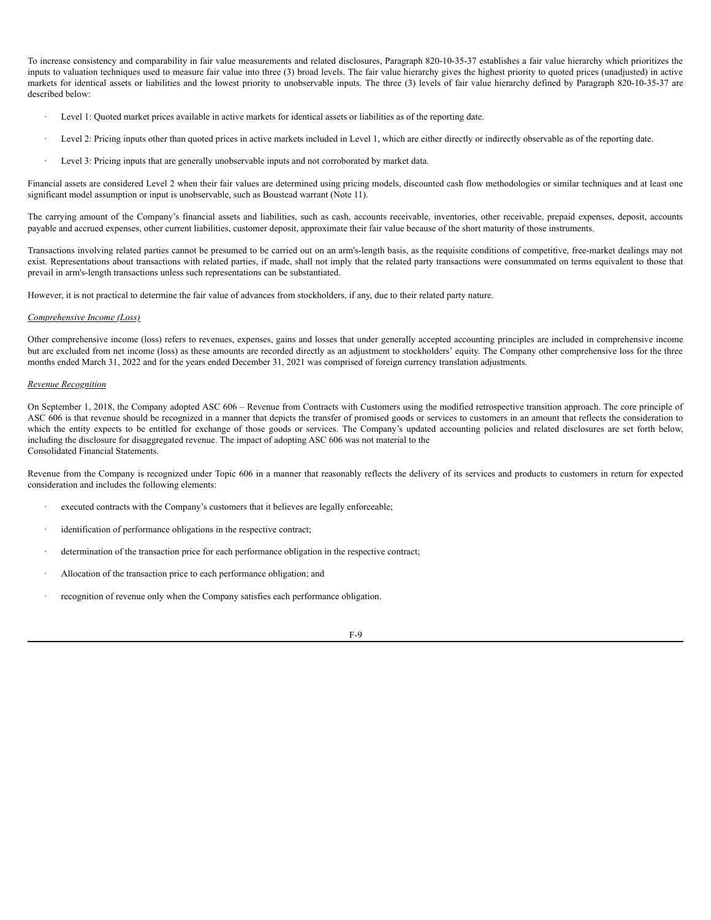To increase consistency and comparability in fair value measurements and related disclosures, Paragraph 820-10-35-37 establishes a fair value hierarchy which prioritizes the inputs to valuation techniques used to measure fair value into three (3) broad levels. The fair value hierarchy gives the highest priority to quoted prices (unadjusted) in active markets for identical assets or liabilities and the lowest priority to unobservable inputs. The three (3) levels of fair value hierarchy defined by Paragraph 820-10-35-37 are described below:

- Level 1: Quoted market prices available in active markets for identical assets or liabilities as of the reporting date.
- Level 2: Pricing inputs other than quoted prices in active markets included in Level 1, which are either directly or indirectly observable as of the reporting date.
- Level 3: Pricing inputs that are generally unobservable inputs and not corroborated by market data.

Financial assets are considered Level 2 when their fair values are determined using pricing models, discounted cash flow methodologies or similar techniques and at least one significant model assumption or input is unobservable, such as Boustead warrant (Note 11).

The carrying amount of the Company's financial assets and liabilities, such as cash, accounts receivable, inventories, other receivable, prepaid expenses, deposit, accounts payable and accrued expenses, other current liabilities, customer deposit, approximate their fair value because of the short maturity of those instruments.

Transactions involving related parties cannot be presumed to be carried out on an arm's-length basis, as the requisite conditions of competitive, free-market dealings may not exist. Representations about transactions with related parties, if made, shall not imply that the related party transactions were consummated on terms equivalent to those that prevail in arm's-length transactions unless such representations can be substantiated.

However, it is not practical to determine the fair value of advances from stockholders, if any, due to their related party nature.

*Comprehensive Income (Loss)*

Other comprehensive income (loss) refers to revenues, expenses, gains and losses that under generally accepted accounting principles are included in comprehensive income but are excluded from net income (loss) as these amounts are recorded directly as an adjustment to stockholders' equity. The Company other comprehensive loss for the three months ended March 31, 2022 and for the years ended December 31, 2021 was comprised of foreign currency translation adjustments.

*Revenue Recognition*

On September 1, 2018, the Company adopted ASC 606 – Revenue from Contracts with Customers using the modified retrospective transition approach. The core principle of ASC 606 is that revenue should be recognized in a manner that depicts the transfer of promised goods or services to customers in an amount that reflects the consideration to which the entity expects to be entitled for exchange of those goods or services. The Company's updated accounting policies and related disclosures are set forth below, including the disclosure for disaggregated revenue. The impact of adopting ASC 606 was not material to the Consolidated Financial Statements.

Revenue from the Company is recognized under Topic 606 in a manner that reasonably reflects the delivery of its services and products to customers in return for expected consideration and includes the following elements:

- executed contracts with the Company's customers that it believes are legally enforceable;
- identification of performance obligations in the respective contract;
- determination of the transaction price for each performance obligation in the respective contract;
- Allocation of the transaction price to each performance obligation; and
- recognition of revenue only when the Company satisfies each performance obligation.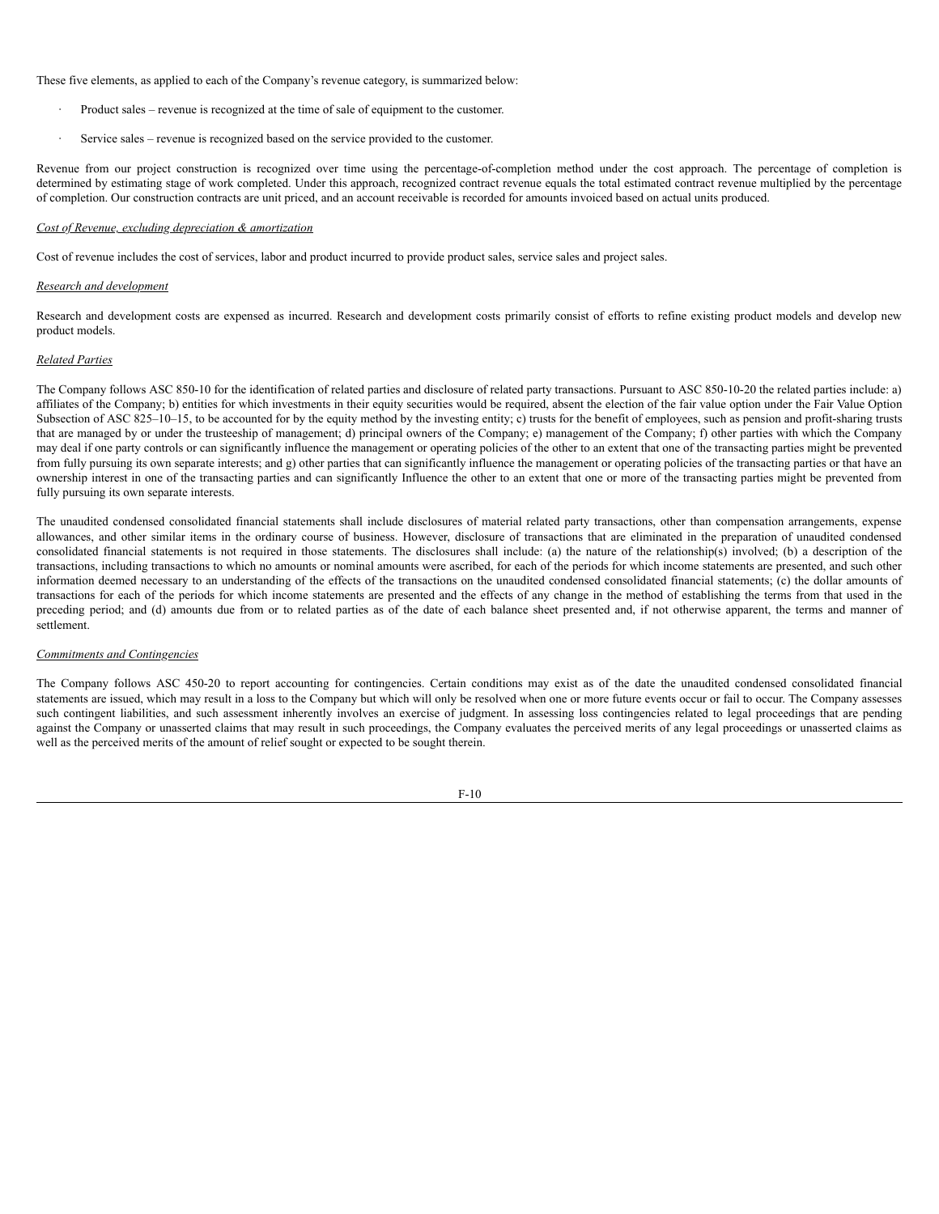These five elements, as applied to each of the Company's revenue category, is summarized below:

- Product sales – revenue is recognized at the time of sale of equipment to the customer.
- Service sales – revenue is recognized based on the service provided to the customer.

Revenue from our project construction is recognized over time using the percentage-of-completion method under the cost approach. The percentage of completion is determined by estimating stage of work completed. Under this approach, recognized contract revenue equals the total estimated contract revenue multiplied by the percentage of completion. Our construction contracts are unit priced, and an account receivable is recorded for amounts invoiced based on actual units produced.

*Cost of Revenue, excluding depreciation & amortization*

Cost of revenue includes the cost of services, labor and product incurred to provide product sales, service sales and project sales.

*Research and development*

Research and development costs are expensed as incurred. Research and development costs primarily consist of efforts to refine existing product models and develop new product models.

*Related Parties*

The Company follows ASC 850-10 for the identification of related parties and disclosure of related party transactions. Pursuant to ASC 850-10-20 the related parties include: a) affiliates of the Company; b) entities for which investments in their equity securities would be required, absent the election of the fair value option under the Fair Value Option Subsection of ASC 825–10–15, to be accounted for by the equity method by the investing entity; c) trusts for the benefit of employees, such as pension and profit-sharing trusts that are managed by or under the trusteeship of management; d) principal owners of the Company; e) management of the Company; f) other parties with which the Company may deal if one party controls or can significantly influence the management or operating policies of the other to an extent that one of the transacting parties might be prevented from fully pursuing its own separate interests; and g) other parties that can significantly influence the management or operating policies of the transacting parties or that have an ownership interest in one of the transacting parties and can significantly Influence the other to an extent that one or more of the transacting parties might be prevented from fully pursuing its own separate interests.

The unaudited condensed consolidated financial statements shall include disclosures of material related party transactions, other than compensation arrangements, expense allowances, and other similar items in the ordinary course of business. However, disclosure of transactions that are eliminated in the preparation of unaudited condensed consolidated financial statements is not required in those statements. The disclosures shall include: (a) the nature of the relationship(s) involved; (b) a description of the transactions, including transactions to which no amounts or nominal amounts were ascribed, for each of the periods for which income statements are presented, and such other information deemed necessary to an understanding of the effects of the transactions on the unaudited condensed consolidated financial statements; (c) the dollar amounts of transactions for each of the periods for which income statements are presented and the effects of any change in the method of establishing the terms from that used in the preceding period; and (d) amounts due from or to related parties as of the date of each balance sheet presented and, if not otherwise apparent, the terms and manner of settlement.

*Commitments and Contingencies*

The Company follows ASC 450-20 to report accounting for contingencies. Certain conditions may exist as of the date the unaudited condensed consolidated financial statements are issued, which may result in a loss to the Company but which will only be resolved when one or more future events occur or fail to occur. The Company assesses such contingent liabilities, and such assessment inherently involves an exercise of judgment. In assessing loss contingencies related to legal proceedings that are pending against the Company or unasserted claims that may result in such proceedings, the Company evaluates the perceived merits of any legal proceedings or unasserted claims as well as the perceived merits of the amount of relief sought or expected to be sought therein.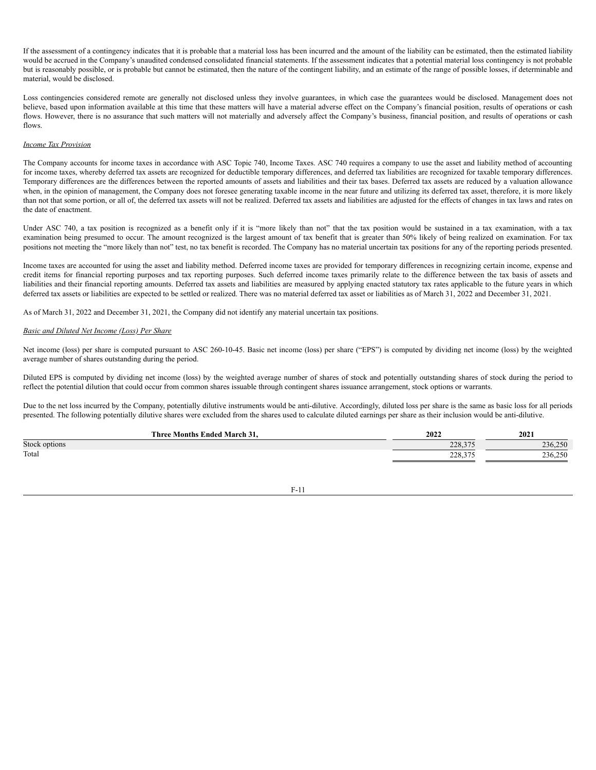If the assessment of a contingency indicates that it is probable that a material loss has been incurred and the amount of the liability can be estimated, then the estimated liability would be accrued in the Company's unaudited condensed consolidated financial statements. If the assessment indicates that a potential material loss contingency is not probable but is reasonably possible, or is probable but cannot be estimated, then the nature of the contingent liability, and an estimate of the range of possible losses, if determinable and material, would be disclosed.

Loss contingencies considered remote are generally not disclosed unless they involve guarantees, in which case the guarantees would be disclosed. Management does not believe, based upon information available at this time that these matters will have a material adverse effect on the Company's financial position, results of operations or cash flows. However, there is no assurance that such matters will not materially and adversely affect the Company's business, financial position, and results of operations or cash flows.

*Income Tax Provision*

The Company accounts for income taxes in accordance with ASC Topic 740, Income Taxes. ASC 740 requires a company to use the asset and liability method of accounting for income taxes, whereby deferred tax assets are recognized for deductible temporary differences, and deferred tax liabilities are recognized for taxable temporary differences. Temporary differences are the differences between the reported amounts of assets and liabilities and their tax bases. Deferred tax assets are reduced by a valuation allowance when, in the opinion of management, the Company does not foresee generating taxable income in the near future and utilizing its deferred tax asset, therefore, it is more likely than not that some portion, or all of, the deferred tax assets will not be realized. Deferred tax assets and liabilities are adjusted for the effects of changes in tax laws and rates on the date of enactment.

Under ASC 740, a tax position is recognized as a benefit only if it is "more likely than not" that the tax position would be sustained in a tax examination, with a tax examination being presumed to occur. The amount recognized is the largest amount of tax benefit that is greater than 50% likely of being realized on examination. For tax positions not meeting the "more likely than not" test, no tax benefit is recorded. The Company has no material uncertain tax positions for any of the reporting periods presented.

Income taxes are accounted for using the asset and liability method. Deferred income taxes are provided for temporary differences in recognizing certain income, expense and credit items for financial reporting purposes and tax reporting purposes. Such deferred income taxes primarily relate to the difference between the tax basis of assets and liabilities and their financial reporting amounts. Deferred tax assets and liabilities are measured by applying enacted statutory tax rates applicable to the future years in which deferred tax assets or liabilities are expected to be settled or realized. There was no material deferred tax asset or liabilities as of March 31, 2022 and December 31, 2021.

As of March 31, 2022 and December 31, 2021, the Company did not identify any material uncertain tax positions.

*Basic and Diluted Net Income (Loss) Per Share*

Net income (loss) per share is computed pursuant to ASC 260-10-45. Basic net income (loss) per share ("EPS") is computed by dividing net income (loss) by the weighted average number of shares outstanding during the period.

Diluted EPS is computed by dividing net income (loss) by the weighted average number of shares of stock and potentially outstanding shares of stock during the period to reflect the potential dilution that could occur from common shares issuable through contingent shares issuance arrangement, stock options or warrants.

Due to the net loss incurred by the Company, potentially dilutive instruments would be anti-dilutive. Accordingly, diluted loss per share is the same as basic loss for all periods presented. The following potentially dilutive shares were excluded from the shares used to calculate diluted earnings per share as their inclusion would be anti-dilutive.

| Three Months Ended March 31, | 2022 | 2021 |
|---|---|---|
| Stock options | 228,375 | 236,250 |
| Total | 228,375 | 236,250 |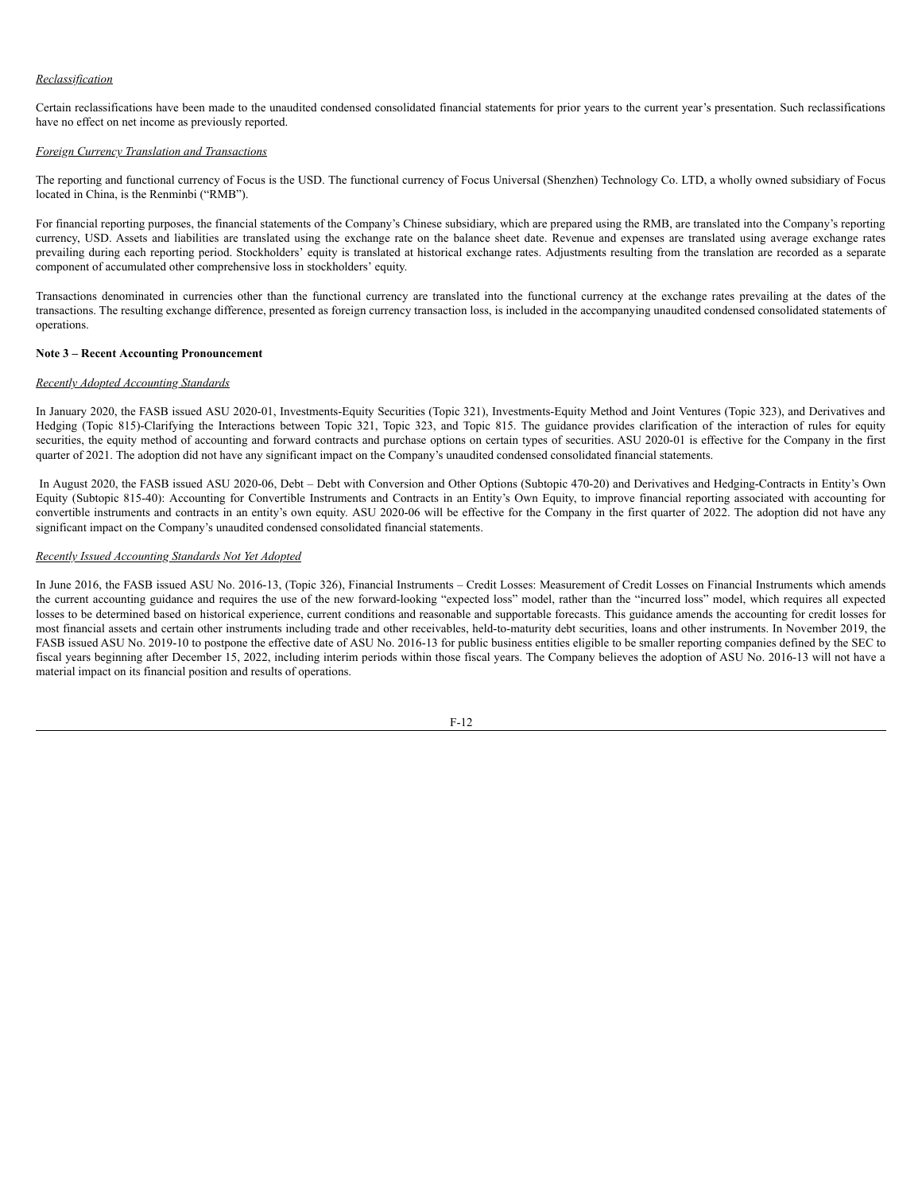*Reclassification*

Certain reclassifications have been made to the unaudited condensed consolidated financial statements for prior years to the current year's presentation. Such reclassifications have no effect on net income as previously reported.

*Foreign Currency Translation and Transactions*

The reporting and functional currency of Focus is the USD. The functional currency of Focus Universal (Shenzhen) Technology Co. LTD, a wholly owned subsidiary of Focus located in China, is the Renminbi ("RMB").

For financial reporting purposes, the financial statements of the Company's Chinese subsidiary, which are prepared using the RMB, are translated into the Company's reporting currency, USD. Assets and liabilities are translated using the exchange rate on the balance sheet date. Revenue and expenses are translated using average exchange rates prevailing during each reporting period. Stockholders' equity is translated at historical exchange rates. Adjustments resulting from the translation are recorded as a separate component of accumulated other comprehensive loss in stockholders' equity.

Transactions denominated in currencies other than the functional currency are translated into the functional currency at the exchange rates prevailing at the dates of the transactions. The resulting exchange difference, presented as foreign currency transaction loss, is included in the accompanying unaudited condensed consolidated statements of operations.

**Note 3 – Recent Accounting Pronouncement**

*Recently Adopted Accounting Standards*

In January 2020, the FASB issued ASU 2020-01, Investments-Equity Securities (Topic 321), Investments-Equity Method and Joint Ventures (Topic 323), and Derivatives and Hedging (Topic 815)-Clarifying the Interactions between Topic 321, Topic 323, and Topic 815. The guidance provides clarification of the interaction of rules for equity securities, the equity method of accounting and forward contracts and purchase options on certain types of securities. ASU 2020-01 is effective for the Company in the first quarter of 2021. The adoption did not have any significant impact on the Company's unaudited condensed consolidated financial statements.

In August 2020, the FASB issued ASU 2020-06, Debt – Debt with Conversion and Other Options (Subtopic 470-20) and Derivatives and Hedging-Contracts in Entity's Own Equity (Subtopic 815-40): Accounting for Convertible Instruments and Contracts in an Entity's Own Equity, to improve financial reporting associated with accounting for convertible instruments and contracts in an entity's own equity. ASU 2020-06 will be effective for the Company in the first quarter of 2022. The adoption did not have any significant impact on the Company's unaudited condensed consolidated financial statements.

*Recently Issued Accounting Standards Not Yet Adopted*

In June 2016, the FASB issued ASU No. 2016-13, (Topic 326), Financial Instruments – Credit Losses: Measurement of Credit Losses on Financial Instruments which amends the current accounting guidance and requires the use of the new forward-looking "expected loss" model, rather than the "incurred loss" model, which requires all expected losses to be determined based on historical experience, current conditions and reasonable and supportable forecasts. This guidance amends the accounting for credit losses for most financial assets and certain other instruments including trade and other receivables, held-to-maturity debt securities, loans and other instruments. In November 2019, the FASB issued ASU No. 2019-10 to postpone the effective date of ASU No. 2016-13 for public business entities eligible to be smaller reporting companies defined by the SEC to fiscal years beginning after December 15, 2022, including interim periods within those fiscal years. The Company believes the adoption of ASU No. 2016-13 will not have a material impact on its financial position and results of operations.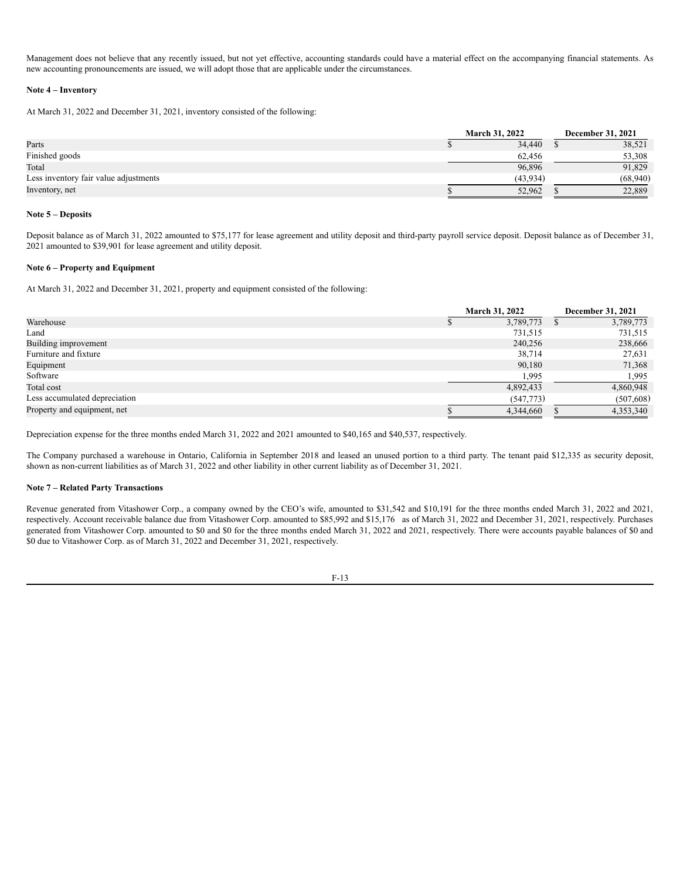Management does not believe that any recently issued, but not yet effective, accounting standards could have a material effect on the accompanying financial statements. As new accounting pronouncements are issued, we will adopt those that are applicable under the circumstances.

**Note 4 – Inventory**

At March 31, 2022 and December 31, 2021, inventory consisted of the following:

| | March 31, 2022 | December 31, 2021 |
|---|---|---|
| Parts | $ 34,440 | $ 38,521 |
| Finished goods | 62,456 | 53,308 |
| Total | 96,896 | 91,829 |
| Less inventory fair value adjustments | (43,934) | (68,940) |
| Inventory, net | $ 52,962 | $ 22,889 |

**Note 5 – Deposits**

Deposit balance as of March 31, 2022 amounted to $75,177 for lease agreement and utility deposit and third-party payroll service deposit. Deposit balance as of December 31, 2021 amounted to $39,901 for lease agreement and utility deposit.

**Note 6 – Property and Equipment**

At March 31, 2022 and December 31, 2021, property and equipment consisted of the following:

| | March 31, 2022 | December 31, 2021 |
|---|---|---|
| Warehouse | $ 3,789,773 | $ 3,789,773 |
| Land | 731,515 | 731,515 |
| Building improvement | 240,256 | 238,666 |
| Furniture and fixture | 38,714 | 27,631 |
| Equipment | 90,180 | 71,368 |
| Software | 1,995 | 1,995 |
| Total cost | 4,892,433 | 4,860,948 |
| Less accumulated depreciation | (547,773) | (507,608) |
| Property and equipment, net | $ 4,344,660 | $ 4,353,340 |

Depreciation expense for the three months ended March 31, 2022 and 2021 amounted to $40,165 and $40,537, respectively.

The Company purchased a warehouse in Ontario, California in September 2018 and leased an unused portion to a third party. The tenant paid $12,335 as security deposit, shown as non-current liabilities as of March 31, 2022 and other liability in other current liability as of December 31, 2021.

**Note 7 – Related Party Transactions**

Revenue generated from Vitashower Corp., a company owned by the CEO's wife, amounted to $31,542 and $10,191 for the three months ended March 31, 2022 and 2021, respectively. Account receivable balance due from Vitashower Corp. amounted to $85,992 and $15,176 as of March 31, 2022 and December 31, 2021, respectively. Purchases generated from Vitashower Corp. amounted to $0 and $0 for the three months ended March 31, 2022 and 2021, respectively. There were accounts payable balances of $0 and $0 due to Vitashower Corp. as of March 31, 2022 and December 31, 2021, respectively.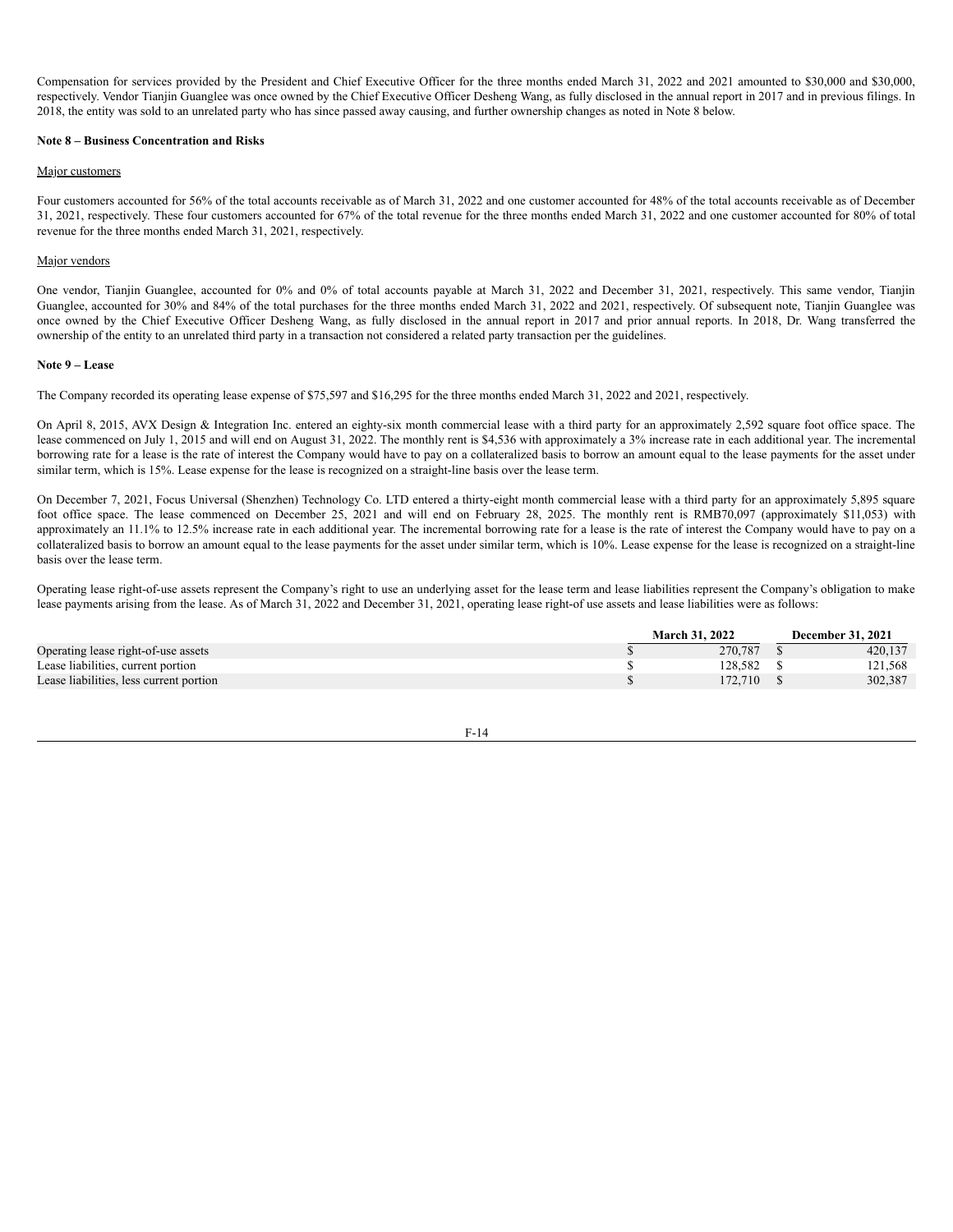Compensation for services provided by the President and Chief Executive Officer for the three months ended March 31, 2022 and 2021 amounted to $30,000 and $30,000, respectively. Vendor Tianjin Guanglee was once owned by the Chief Executive Officer Desheng Wang, as fully disclosed in the annual report in 2017 and in previous filings. In 2018, the entity was sold to an unrelated party who has since passed away causing, and further ownership changes as noted in Note 8 below.

**Note 8 – Business Concentration and Risks**

Major customers

Four customers accounted for 56% of the total accounts receivable as of March 31, 2022 and one customer accounted for 48% of the total accounts receivable as of December 31, 2021, respectively. These four customers accounted for 67% of the total revenue for the three months ended March 31, 2022 and one customer accounted for 80% of total revenue for the three months ended March 31, 2021, respectively.

Major vendors

One vendor, Tianjin Guanglee, accounted for 0% and 0% of total accounts payable at March 31, 2022 and December 31, 2021, respectively. This same vendor, Tianjin Guanglee, accounted for 30% and 84% of the total purchases for the three months ended March 31, 2022 and 2021, respectively. Of subsequent note, Tianjin Guanglee was once owned by the Chief Executive Officer Desheng Wang, as fully disclosed in the annual report in 2017 and prior annual reports. In 2018, Dr. Wang transferred the ownership of the entity to an unrelated third party in a transaction not considered a related party transaction per the guidelines.

**Note 9 – Lease**

The Company recorded its operating lease expense of $75,597 and $16,295 for the three months ended March 31, 2022 and 2021, respectively.

On April 8, 2015, AVX Design & Integration Inc. entered an eighty-six month commercial lease with a third party for an approximately 2,592 square foot office space. The lease commenced on July 1, 2015 and will end on August 31, 2022. The monthly rent is $4,536 with approximately a 3% increase rate in each additional year. The incremental borrowing rate for a lease is the rate of interest the Company would have to pay on a collateralized basis to borrow an amount equal to the lease payments for the asset under similar term, which is 15%. Lease expense for the lease is recognized on a straight-line basis over the lease term.

On December 7, 2021, Focus Universal (Shenzhen) Technology Co. LTD entered a thirty-eight month commercial lease with a third party for an approximately 5,895 square foot office space. The lease commenced on December 25, 2021 and will end on February 28, 2025. The monthly rent is RMB70,097 (approximately $11,053) with approximately an 11.1% to 12.5% increase rate in each additional year. The incremental borrowing rate for a lease is the rate of interest the Company would have to pay on a collateralized basis to borrow an amount equal to the lease payments for the asset under similar term, which is 10%. Lease expense for the lease is recognized on a straight-line basis over the lease term.

Operating lease right-of-use assets represent the Company's right to use an underlying asset for the lease term and lease liabilities represent the Company's obligation to make lease payments arising from the lease. As of March 31, 2022 and December 31, 2021, operating lease right-of use assets and lease liabilities were as follows:

| | March 31, 2022 | December 31, 2021 |
|---|---|---|
| Operating lease right-of-use assets | $ 270,787 | $ 420,137 |
| Lease liabilities, current portion | $ 128,582 | $ 121,568 |
| Lease liabilities, less current portion | $ 172,710 | $ 302,387 |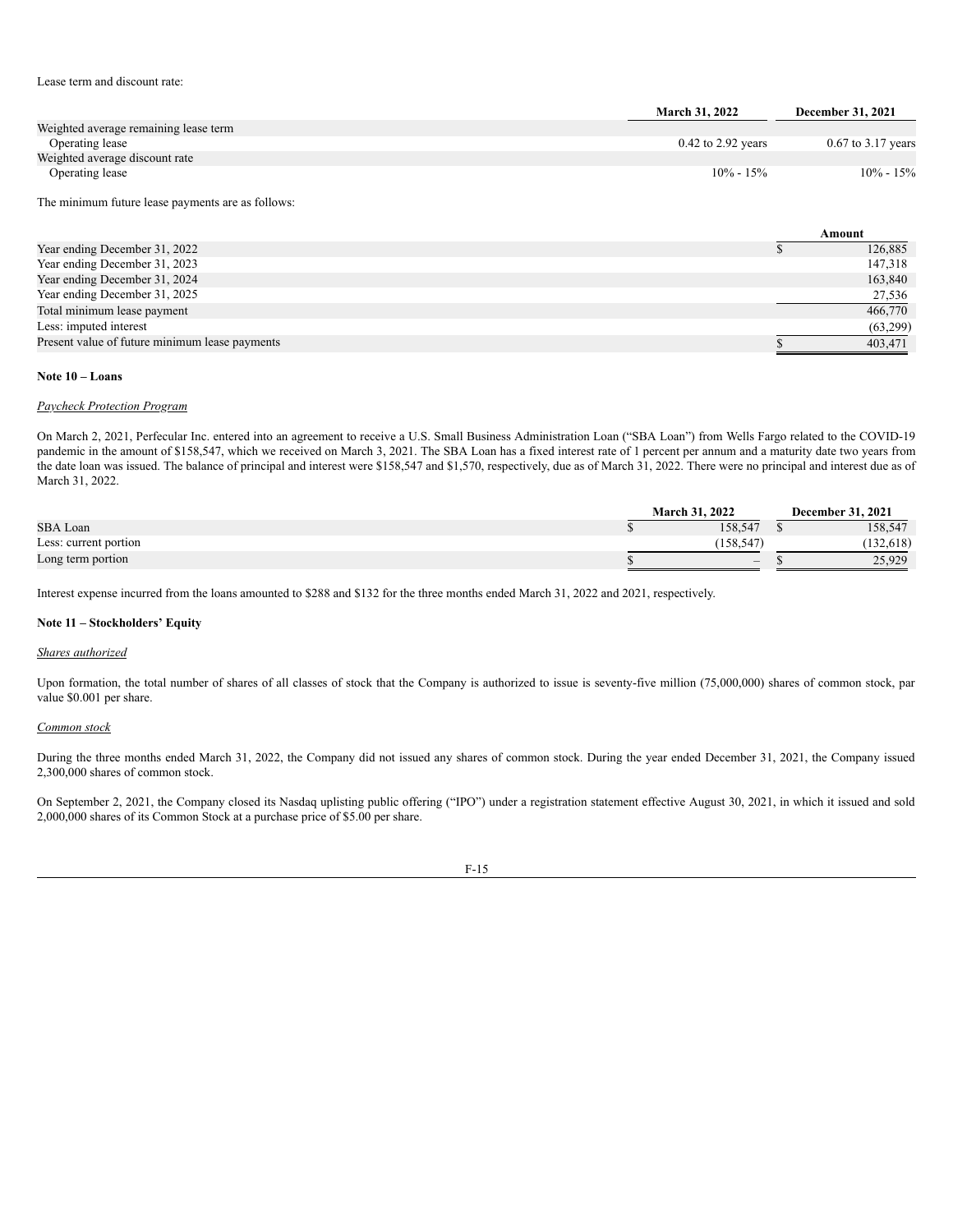Lease term and discount rate:

| | March 31, 2022 | December 31, 2021 |
|---|---|---|
| Weighted average remaining lease term | | |
| Operating lease | 0.42 to 2.92 years | 0.67 to 3.17 years |
| Weighted average discount rate | | |
| Operating lease | 10% - 15% | 10% - 15% |

The minimum future lease payments are as follows:

| | Amount |
|---|---|
| Year ending December 31, 2022 | $ 126,885 |
| Year ending December 31, 2023 | 147,318 |
| Year ending December 31, 2024 | 163,840 |
| Year ending December 31, 2025 | 27,536 |
| Total minimum lease payment | 466,770 |
| Less: imputed interest | (63,299) |
| Present value of future minimum lease payments | $ 403,471 |

**Note 10 – Loans**

*Paycheck Protection Program*

On March 2, 2021, Perfecular Inc. entered into an agreement to receive a U.S. Small Business Administration Loan ("SBA Loan") from Wells Fargo related to the COVID-19 pandemic in the amount of $158,547, which we received on March 3, 2021. The SBA Loan has a fixed interest rate of 1 percent per annum and a maturity date two years from the date loan was issued. The balance of principal and interest were $158,547 and $1,570, respectively, due as of March 31, 2022. There were no principal and interest due as of March 31, 2022.

| | March 31, 2022 | December 31, 2021 |
|---|---|---|
| SBA Loan | $ 158,547 | $ 158,547 |
| Less: current portion | (158,547) | (132,618) |
| Long term portion | $ – | $ 25,929 |

Interest expense incurred from the loans amounted to $288 and $132 for the three months ended March 31, 2022 and 2021, respectively.

**Note 11 – Stockholders' Equity**

*Shares authorized*

Upon formation, the total number of shares of all classes of stock that the Company is authorized to issue is seventy-five million (75,000,000) shares of common stock, par value $0.001 per share.

*Common stock*

During the three months ended March 31, 2022, the Company did not issued any shares of common stock. During the year ended December 31, 2021, the Company issued 2,300,000 shares of common stock.

On September 2, 2021, the Company closed its Nasdaq uplisting public offering ("IPO") under a registration statement effective August 30, 2021, in which it issued and sold 2,000,000 shares of its Common Stock at a purchase price of $5.00 per share.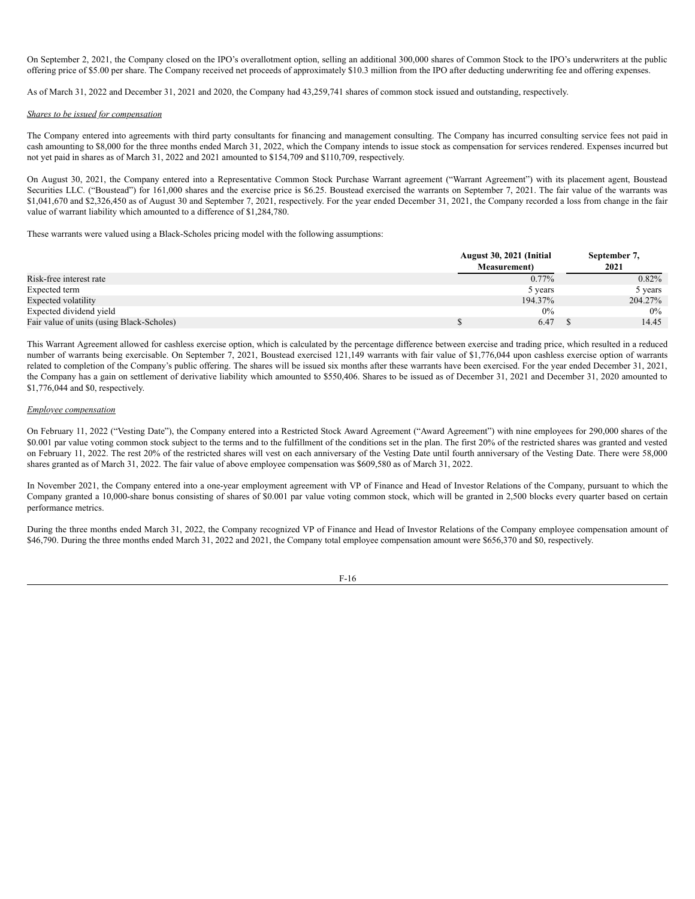On September 2, 2021, the Company closed on the IPO's overallotment option, selling an additional 300,000 shares of Common Stock to the IPO's underwriters at the public offering price of $5.00 per share. The Company received net proceeds of approximately $10.3 million from the IPO after deducting underwriting fee and offering expenses.

As of March 31, 2022 and December 31, 2021 and 2020, the Company had 43,259,741 shares of common stock issued and outstanding, respectively.

*Shares to be issued for compensation*

The Company entered into agreements with third party consultants for financing and management consulting. The Company has incurred consulting service fees not paid in cash amounting to $8,000 for the three months ended March 31, 2022, which the Company intends to issue stock as compensation for services rendered. Expenses incurred but not yet paid in shares as of March 31, 2022 and 2021 amounted to $154,709 and $110,709, respectively.

On August 30, 2021, the Company entered into a Representative Common Stock Purchase Warrant agreement ("Warrant Agreement") with its placement agent, Boustead Securities LLC. ("Boustead") for 161,000 shares and the exercise price is $6.25. Boustead exercised the warrants on September 7, 2021. The fair value of the warrants was $1,041,670 and $2,326,450 as of August 30 and September 7, 2021, respectively. For the year ended December 31, 2021, the Company recorded a loss from change in the fair value of warrant liability which amounted to a difference of $1,284,780.

These warrants were valued using a Black-Scholes pricing model with the following assumptions:

| | August 30, 2021 (Initial Measurement) | September 7, 2021 |
|---|---|---|
| Risk-free interest rate | 0.77% | 0.82% |
| Expected term | 5 years | 5 years |
| Expected volatility | 194.37% | 204.27% |
| Expected dividend yield | 0% | 0% |
| Fair value of units (using Black-Scholes) | $ 6.47 | $ 14.45 |

This Warrant Agreement allowed for cashless exercise option, which is calculated by the percentage difference between exercise and trading price, which resulted in a reduced number of warrants being exercisable. On September 7, 2021, Boustead exercised 121,149 warrants with fair value of $1,776,044 upon cashless exercise option of warrants related to completion of the Company's public offering. The shares will be issued six months after these warrants have been exercised. For the year ended December 31, 2021, the Company has a gain on settlement of derivative liability which amounted to $550,406. Shares to be issued as of December 31, 2021 and December 31, 2020 amounted to $1,776,044 and $0, respectively.

*Employee compensation*

On February 11, 2022 ("Vesting Date"), the Company entered into a Restricted Stock Award Agreement ("Award Agreement") with nine employees for 290,000 shares of the $0.001 par value voting common stock subject to the terms and to the fulfillment of the conditions set in the plan. The first 20% of the restricted shares was granted and vested on February 11, 2022. The rest 20% of the restricted shares will vest on each anniversary of the Vesting Date until fourth anniversary of the Vesting Date. There were 58,000 shares granted as of March 31, 2022. The fair value of above employee compensation was $609,580 as of March 31, 2022.

In November 2021, the Company entered into a one-year employment agreement with VP of Finance and Head of Investor Relations of the Company, pursuant to which the Company granted a 10,000-share bonus consisting of shares of $0.001 par value voting common stock, which will be granted in 2,500 blocks every quarter based on certain performance metrics.

During the three months ended March 31, 2022, the Company recognized VP of Finance and Head of Investor Relations of the Company employee compensation amount of $46,790. During the three months ended March 31, 2022 and 2021, the Company total employee compensation amount were $656,370 and $0, respectively.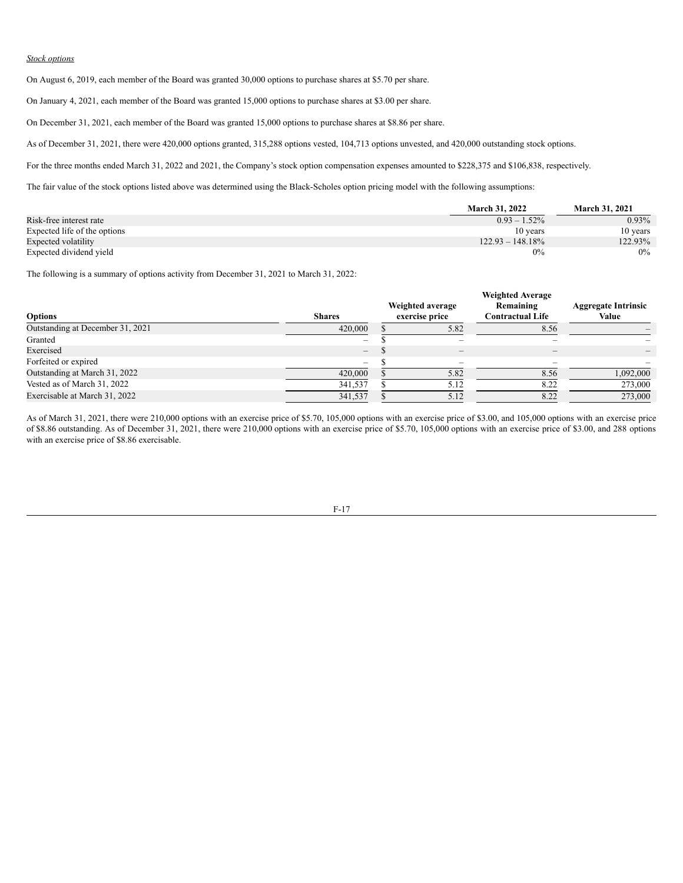*Stock options*

On August 6, 2019, each member of the Board was granted 30,000 options to purchase shares at $5.70 per share.

On January 4, 2021, each member of the Board was granted 15,000 options to purchase shares at $3.00 per share.

On December 31, 2021, each member of the Board was granted 15,000 options to purchase shares at $8.86 per share.

As of December 31, 2021, there were 420,000 options granted, 315,288 options vested, 104,713 options unvested, and 420,000 outstanding stock options.

For the three months ended March 31, 2022 and 2021, the Company's stock option compensation expenses amounted to $228,375 and $106,838, respectively.

The fair value of the stock options listed above was determined using the Black-Scholes option pricing model with the following assumptions:

| | March 31, 2022 | March 31, 2021 |
|---|---|---|
| Risk-free interest rate | 0.93 – 1.52% | 0.93% |
| Expected life of the options | 10 years | 10 years |
| Expected volatility | 122.93 – 148.18% | 122.93% |
| Expected dividend yield | 0% | 0% |

The following is a summary of options activity from December 31, 2021 to March 31, 2022:

| Options | Shares | Weighted average exercise price | Weighted Average Remaining Contractual Life | Aggregate Intrinsic Value |
|---|---|---|---|---|
| Outstanding at December 31, 2021 | 420,000 | $ 5.82 | 8.56 | – |
| Granted | – | $ – | – | – |
| Exercised | – | $ – | – | – |
| Forfeited or expired | – | $ – | – | – |
| Outstanding at March 31, 2022 | 420,000 | $ 5.82 | 8.56 | 1,092,000 |
| Vested as of March 31, 2022 | 341,537 | $ 5.12 | 8.22 | 273,000 |
| Exercisable at March 31, 2022 | 341,537 | $ 5.12 | 8.22 | 273,000 |

As of March 31, 2021, there were 210,000 options with an exercise price of $5.70, 105,000 options with an exercise price of $3.00, and 105,000 options with an exercise price of $8.86 outstanding. As of December 31, 2021, there were 210,000 options with an exercise price of $5.70, 105,000 options with an exercise price of $3.00, and 288 options with an exercise price of $8.86 exercisable.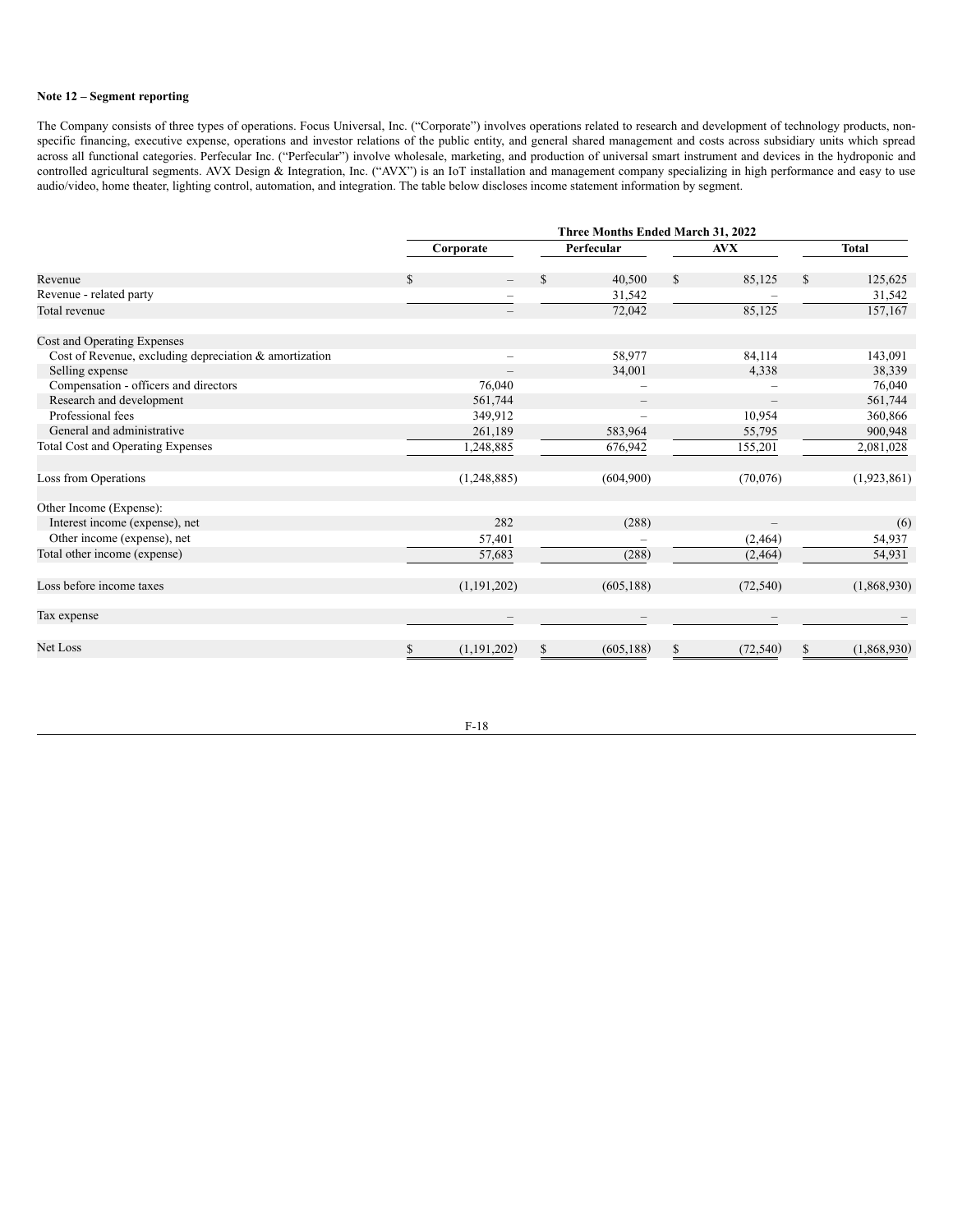**Note 12 – Segment reporting**

The Company consists of three types of operations. Focus Universal, Inc. ("Corporate") involves operations related to research and development of technology products, non-specific financing, executive expense, operations and investor relations of the public entity, and general shared management and costs across subsidiary units which spread across all functional categories. Perfecular Inc. ("Perfecular") involve wholesale, marketing, and production of universal smart instrument and devices in the hydroponic and controlled agricultural segments. AVX Design & Integration, Inc. ("AVX") is an IoT installation and management company specializing in high performance and easy to use audio/video, home theater, lighting control, automation, and integration. The table below discloses income statement information by segment.

| | Three Months Ended March 31, 2022 | | | |
|---|---|---|---|---|
| | Corporate | Perfecular | AVX | Total |
| Revenue | $ – | $ 40,500 | $ 85,125 | $ 125,625 |
| Revenue - related party | – | 31,542 | – | 31,542 |
| Total revenue | – | 72,042 | 85,125 | 157,167 |
| | | | | |
| Cost and Operating Expenses | | | | |
| Cost of Revenue, excluding depreciation & amortization | – | 58,977 | 84,114 | 143,091 |
| Selling expense | – | 34,001 | 4,338 | 38,339 |
| Compensation - officers and directors | 76,040 | – | – | 76,040 |
| Research and development | 561,744 | – | – | 561,744 |
| Professional fees | 349,912 | – | 10,954 | 360,866 |
| General and administrative | 261,189 | 583,964 | 55,795 | 900,948 |
| Total Cost and Operating Expenses | 1,248,885 | 676,942 | 155,201 | 2,081,028 |
| | | | | |
| Loss from Operations | (1,248,885) | (604,900) | (70,076) | (1,923,861) |
| | | | | |
| Other Income (Expense): | | | | |
| Interest income (expense), net | 282 | (288) | – | (6) |
| Other income (expense), net | 57,401 | – | (2,464) | 54,937 |
| Total other income (expense) | 57,683 | (288) | (2,464) | 54,931 |
| | | | | |
| Loss before income taxes | (1,191,202) | (605,188) | (72,540) | (1,868,930) |
| | | | | |
| Tax expense | – | – | – | – |
| | | | | |
| Net Loss | $ (1,191,202) | $ (605,188) | $ (72,540) | $ (1,868,930) |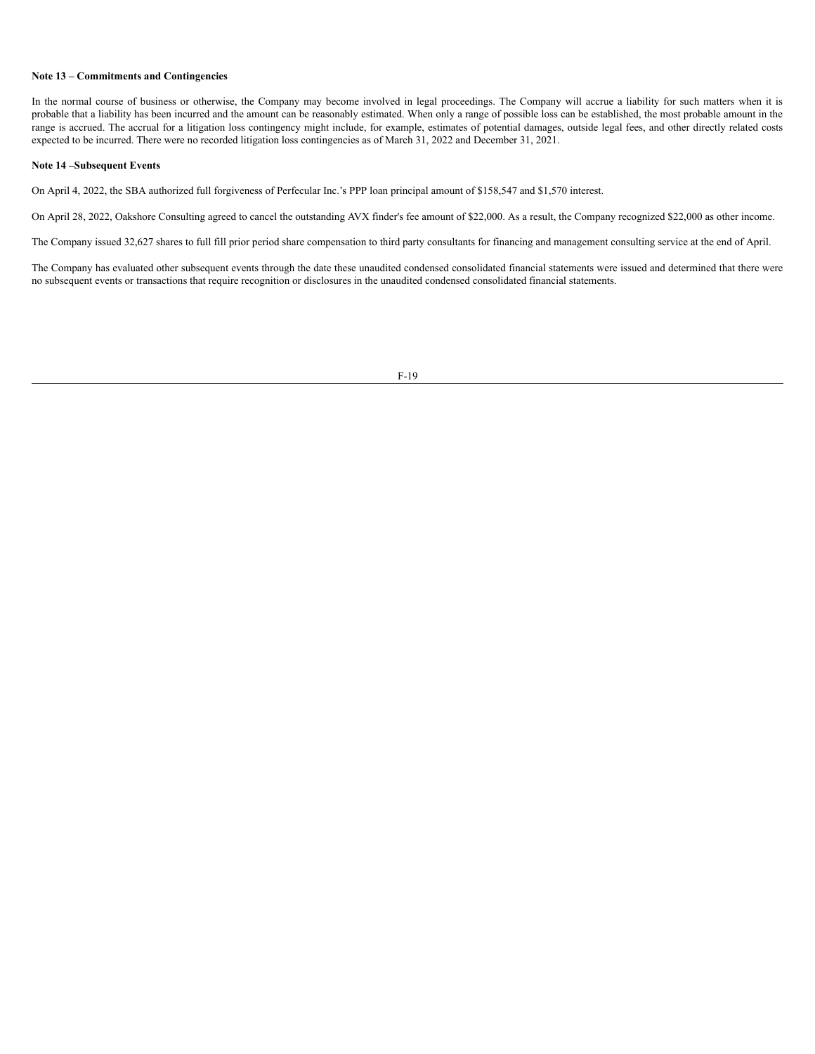**Note 13 – Commitments and Contingencies**

In the normal course of business or otherwise, the Company may become involved in legal proceedings. The Company will accrue a liability for such matters when it is probable that a liability has been incurred and the amount can be reasonably estimated. When only a range of possible loss can be established, the most probable amount in the range is accrued. The accrual for a litigation loss contingency might include, for example, estimates of potential damages, outside legal fees, and other directly related costs expected to be incurred. There were no recorded litigation loss contingencies as of March 31, 2022 and December 31, 2021.

**Note 14 –Subsequent Events**

On April 4, 2022, the SBA authorized full forgiveness of Perfecular Inc.'s PPP loan principal amount of $158,547 and $1,570 interest.

On April 28, 2022, Oakshore Consulting agreed to cancel the outstanding AVX finder's fee amount of $22,000. As a result, the Company recognized $22,000 as other income.

The Company issued 32,627 shares to full fill prior period share compensation to third party consultants for financing and management consulting service at the end of April.

The Company has evaluated other subsequent events through the date these unaudited condensed consolidated financial statements were issued and determined that there were no subsequent events or transactions that require recognition or disclosures in the unaudited condensed consolidated financial statements.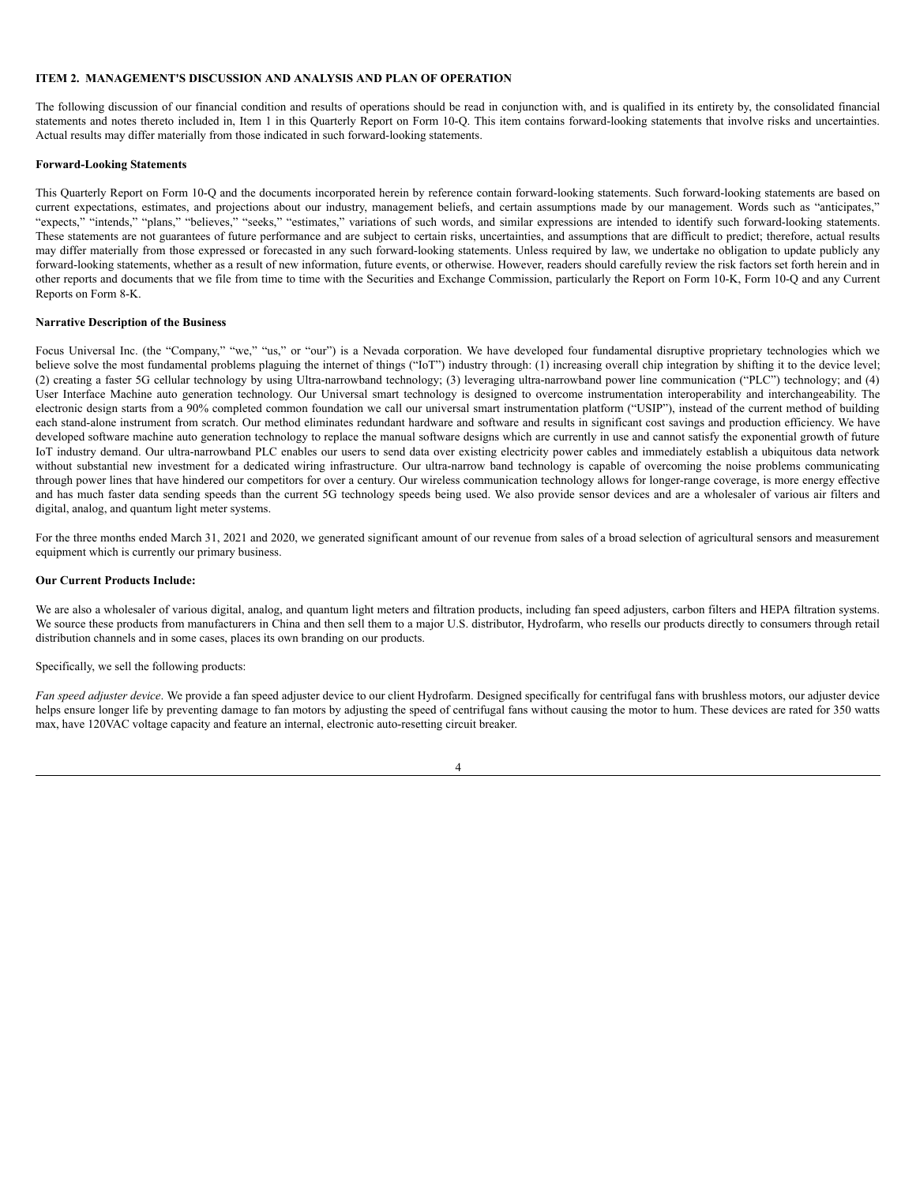**ITEM 2. MANAGEMENT'S DISCUSSION AND ANALYSIS AND PLAN OF OPERATION**

The following discussion of our financial condition and results of operations should be read in conjunction with, and is qualified in its entirety by, the consolidated financial statements and notes thereto included in, Item 1 in this Quarterly Report on Form 10-Q. This item contains forward-looking statements that involve risks and uncertainties. Actual results may differ materially from those indicated in such forward-looking statements.

**Forward-Looking Statements**

This Quarterly Report on Form 10-Q and the documents incorporated herein by reference contain forward-looking statements. Such forward-looking statements are based on current expectations, estimates, and projections about our industry, management beliefs, and certain assumptions made by our management. Words such as "anticipates," "expects," "intends," "plans," "believes," "seeks," "estimates," variations of such words, and similar expressions are intended to identify such forward-looking statements. These statements are not guarantees of future performance and are subject to certain risks, uncertainties, and assumptions that are difficult to predict; therefore, actual results may differ materially from those expressed or forecasted in any such forward-looking statements. Unless required by law, we undertake no obligation to update publicly any forward-looking statements, whether as a result of new information, future events, or otherwise. However, readers should carefully review the risk factors set forth herein and in other reports and documents that we file from time to time with the Securities and Exchange Commission, particularly the Report on Form 10-K, Form 10-Q and any Current Reports on Form 8-K.

**Narrative Description of the Business**

Focus Universal Inc. (the "Company," "we," "us," or "our") is a Nevada corporation. We have developed four fundamental disruptive proprietary technologies which we believe solve the most fundamental problems plaguing the internet of things ("IoT") industry through: (1) increasing overall chip integration by shifting it to the device level; (2) creating a faster 5G cellular technology by using Ultra-narrowband technology; (3) leveraging ultra-narrowband power line communication ("PLC") technology; and (4) User Interface Machine auto generation technology. Our Universal smart technology is designed to overcome instrumentation interoperability and interchangeability. The electronic design starts from a 90% completed common foundation we call our universal smart instrumentation platform ("USIP"), instead of the current method of building each stand-alone instrument from scratch. Our method eliminates redundant hardware and software and results in significant cost savings and production efficiency. We have developed software machine auto generation technology to replace the manual software designs which are currently in use and cannot satisfy the exponential growth of future IoT industry demand. Our ultra-narrowband PLC enables our users to send data over existing electricity power cables and immediately establish a ubiquitous data network without substantial new investment for a dedicated wiring infrastructure. Our ultra-narrow band technology is capable of overcoming the noise problems communicating through power lines that have hindered our competitors for over a century. Our wireless communication technology allows for longer-range coverage, is more energy effective and has much faster data sending speeds than the current 5G technology speeds being used. We also provide sensor devices and are a wholesaler of various air filters and digital, analog, and quantum light meter systems.

For the three months ended March 31, 2021 and 2020, we generated significant amount of our revenue from sales of a broad selection of agricultural sensors and measurement equipment which is currently our primary business.

**Our Current Products Include:**

We are also a wholesaler of various digital, analog, and quantum light meters and filtration products, including fan speed adjusters, carbon filters and HEPA filtration systems. We source these products from manufacturers in China and then sell them to a major U.S. distributor, Hydrofarm, who resells our products directly to consumers through retail distribution channels and in some cases, places its own branding on our products.

Specifically, we sell the following products:

*Fan speed adjuster device*. We provide a fan speed adjuster device to our client Hydrofarm. Designed specifically for centrifugal fans with brushless motors, our adjuster device helps ensure longer life by preventing damage to fan motors by adjusting the speed of centrifugal fans without causing the motor to hum. These devices are rated for 350 watts max, have 120VAC voltage capacity and feature an internal, electronic auto-resetting circuit breaker.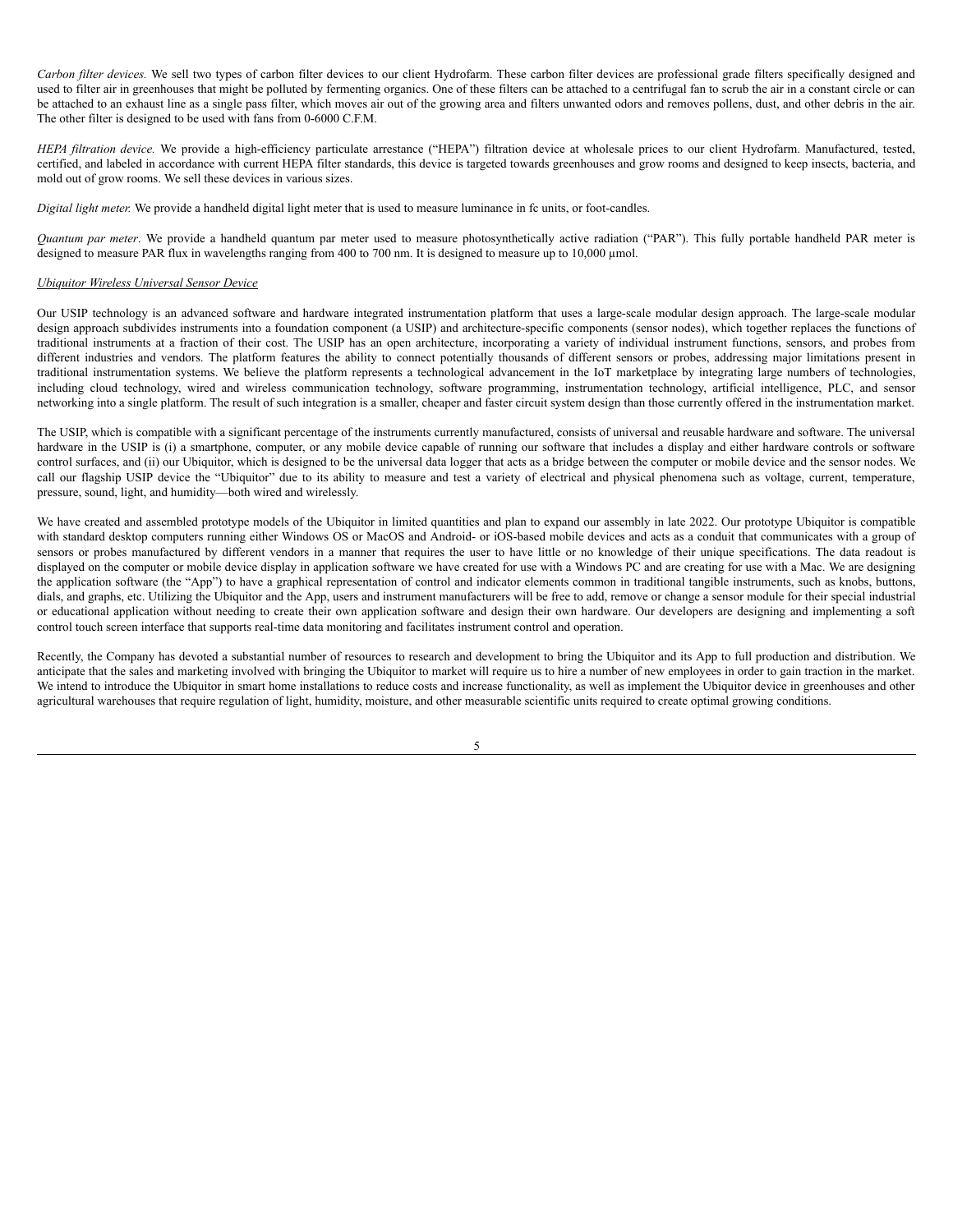*Carbon filter devices.* We sell two types of carbon filter devices to our client Hydrofarm. These carbon filter devices are professional grade filters specifically designed and used to filter air in greenhouses that might be polluted by fermenting organics. One of these filters can be attached to a centrifugal fan to scrub the air in a constant circle or can be attached to an exhaust line as a single pass filter, which moves air out of the growing area and filters unwanted odors and removes pollens, dust, and other debris in the air. The other filter is designed to be used with fans from 0-6000 C.F.M.

*HEPA filtration device.* We provide a high-efficiency particulate arrestance ("HEPA") filtration device at wholesale prices to our client Hydrofarm. Manufactured, tested, certified, and labeled in accordance with current HEPA filter standards, this device is targeted towards greenhouses and grow rooms and designed to keep insects, bacteria, and mold out of grow rooms. We sell these devices in various sizes.

*Digital light meter.* We provide a handheld digital light meter that is used to measure luminance in fc units, or foot-candles.

*Quantum par meter*. We provide a handheld quantum par meter used to measure photosynthetically active radiation ("PAR"). This fully portable handheld PAR meter is designed to measure PAR flux in wavelengths ranging from 400 to 700 nm. It is designed to measure up to 10,000 µmol.

<u>Ubiquitor Wireless Universal Sensor Device</u>

Our USIP technology is an advanced software and hardware integrated instrumentation platform that uses a large-scale modular design approach. The large-scale modular design approach subdivides instruments into a foundation component (a USIP) and architecture-specific components (sensor nodes), which together replaces the functions of traditional instruments at a fraction of their cost. The USIP has an open architecture, incorporating a variety of individual instrument functions, sensors, and probes from different industries and vendors. The platform features the ability to connect potentially thousands of different sensors or probes, addressing major limitations present in traditional instrumentation systems. We believe the platform represents a technological advancement in the IoT marketplace by integrating large numbers of technologies, including cloud technology, wired and wireless communication technology, software programming, instrumentation technology, artificial intelligence, PLC, and sensor networking into a single platform. The result of such integration is a smaller, cheaper and faster circuit system design than those currently offered in the instrumentation market.

The USIP, which is compatible with a significant percentage of the instruments currently manufactured, consists of universal and reusable hardware and software. The universal hardware in the USIP is (i) a smartphone, computer, or any mobile device capable of running our software that includes a display and either hardware controls or software control surfaces, and (ii) our Ubiquitor, which is designed to be the universal data logger that acts as a bridge between the computer or mobile device and the sensor nodes. We call our flagship USIP device the "Ubiquitor" due to its ability to measure and test a variety of electrical and physical phenomena such as voltage, current, temperature, pressure, sound, light, and humidity—both wired and wirelessly.

We have created and assembled prototype models of the Ubiquitor in limited quantities and plan to expand our assembly in late 2022. Our prototype Ubiquitor is compatible with standard desktop computers running either Windows OS or MacOS and Android- or iOS-based mobile devices and acts as a conduit that communicates with a group of sensors or probes manufactured by different vendors in a manner that requires the user to have little or no knowledge of their unique specifications. The data readout is displayed on the computer or mobile device display in application software we have created for use with a Windows PC and are creating for use with a Mac. We are designing the application software (the "App") to have a graphical representation of control and indicator elements common in traditional tangible instruments, such as knobs, buttons, dials, and graphs, etc. Utilizing the Ubiquitor and the App, users and instrument manufacturers will be free to add, remove or change a sensor module for their special industrial or educational application without needing to create their own application software and design their own hardware. Our developers are designing and implementing a soft control touch screen interface that supports real-time data monitoring and facilitates instrument control and operation.

Recently, the Company has devoted a substantial number of resources to research and development to bring the Ubiquitor and its App to full production and distribution. We anticipate that the sales and marketing involved with bringing the Ubiquitor to market will require us to hire a number of new employees in order to gain traction in the market. We intend to introduce the Ubiquitor in smart home installations to reduce costs and increase functionality, as well as implement the Ubiquitor device in greenhouses and other agricultural warehouses that require regulation of light, humidity, moisture, and other measurable scientific units required to create optimal growing conditions.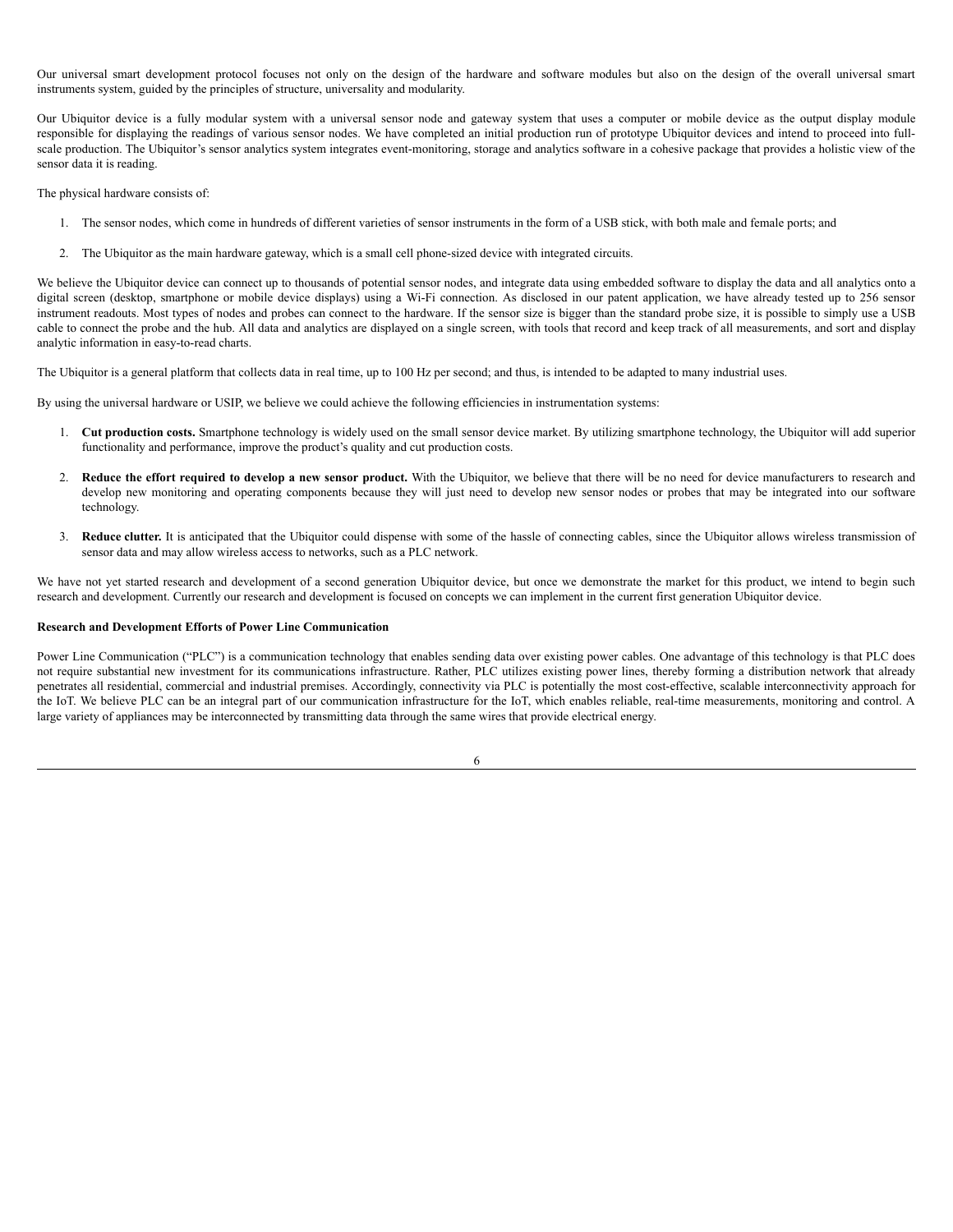Our universal smart development protocol focuses not only on the design of the hardware and software modules but also on the design of the overall universal smart instruments system, guided by the principles of structure, universality and modularity.

Our Ubiquitor device is a fully modular system with a universal sensor node and gateway system that uses a computer or mobile device as the output display module responsible for displaying the readings of various sensor nodes. We have completed an initial production run of prototype Ubiquitor devices and intend to proceed into full-scale production. The Ubiquitor's sensor analytics system integrates event-monitoring, storage and analytics software in a cohesive package that provides a holistic view of the sensor data it is reading.

The physical hardware consists of:

1. The sensor nodes, which come in hundreds of different varieties of sensor instruments in the form of a USB stick, with both male and female ports; and

2. The Ubiquitor as the main hardware gateway, which is a small cell phone-sized device with integrated circuits.

We believe the Ubiquitor device can connect up to thousands of potential sensor nodes, and integrate data using embedded software to display the data and all analytics onto a digital screen (desktop, smartphone or mobile device displays) using a Wi-Fi connection. As disclosed in our patent application, we have already tested up to 256 sensor instrument readouts. Most types of nodes and probes can connect to the hardware. If the sensor size is bigger than the standard probe size, it is possible to simply use a USB cable to connect the probe and the hub. All data and analytics are displayed on a single screen, with tools that record and keep track of all measurements, and sort and display analytic information in easy-to-read charts.

The Ubiquitor is a general platform that collects data in real time, up to 100 Hz per second; and thus, is intended to be adapted to many industrial uses.

By using the universal hardware or USIP, we believe we could achieve the following efficiencies in instrumentation systems:

1. **Cut production costs.** Smartphone technology is widely used on the small sensor device market. By utilizing smartphone technology, the Ubiquitor will add superior functionality and performance, improve the product's quality and cut production costs.

2. **Reduce the effort required to develop a new sensor product.** With the Ubiquitor, we believe that there will be no need for device manufacturers to research and develop new monitoring and operating components because they will just need to develop new sensor nodes or probes that may be integrated into our software technology.

3. **Reduce clutter.** It is anticipated that the Ubiquitor could dispense with some of the hassle of connecting cables, since the Ubiquitor allows wireless transmission of sensor data and may allow wireless access to networks, such as a PLC network.

We have not yet started research and development of a second generation Ubiquitor device, but once we demonstrate the market for this product, we intend to begin such research and development. Currently our research and development is focused on concepts we can implement in the current first generation Ubiquitor device.

**Research and Development Efforts of Power Line Communication**

Power Line Communication ("PLC") is a communication technology that enables sending data over existing power cables. One advantage of this technology is that PLC does not require substantial new investment for its communications infrastructure. Rather, PLC utilizes existing power lines, thereby forming a distribution network that already penetrates all residential, commercial and industrial premises. Accordingly, connectivity via PLC is potentially the most cost-effective, scalable interconnectivity approach for the IoT. We believe PLC can be an integral part of our communication infrastructure for the IoT, which enables reliable, real-time measurements, monitoring and control. A large variety of appliances may be interconnected by transmitting data through the same wires that provide electrical energy.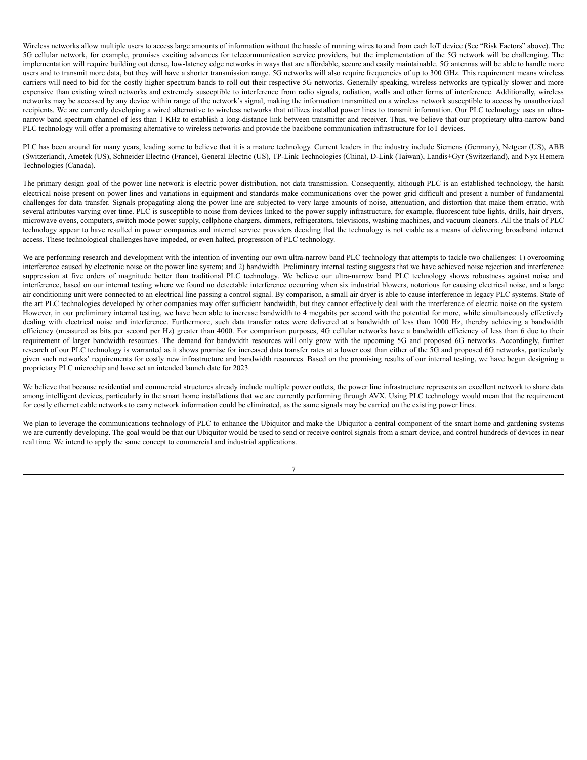Wireless networks allow multiple users to access large amounts of information without the hassle of running wires to and from each IoT device (See "Risk Factors" above). The 5G cellular network, for example, promises exciting advances for telecommunication service providers, but the implementation of the 5G network will be challenging. The implementation will require building out dense, low-latency edge networks in ways that are affordable, secure and easily maintainable. 5G antennas will be able to handle more users and to transmit more data, but they will have a shorter transmission range. 5G networks will also require frequencies of up to 300 GHz. This requirement means wireless carriers will need to bid for the costly higher spectrum bands to roll out their respective 5G networks. Generally speaking, wireless networks are typically slower and more expensive than existing wired networks and extremely susceptible to interference from radio signals, radiation, walls and other forms of interference. Additionally, wireless networks may be accessed by any device within range of the network's signal, making the information transmitted on a wireless network susceptible to access by unauthorized recipients. We are currently developing a wired alternative to wireless networks that utilizes installed power lines to transmit information. Our PLC technology uses an ultra-narrow band spectrum channel of less than 1 KHz to establish a long-distance link between transmitter and receiver. Thus, we believe that our proprietary ultra-narrow band PLC technology will offer a promising alternative to wireless networks and provide the backbone communication infrastructure for IoT devices.

PLC has been around for many years, leading some to believe that it is a mature technology. Current leaders in the industry include Siemens (Germany), Netgear (US), ABB (Switzerland), Ametek (US), Schneider Electric (France), General Electric (US), TP-Link Technologies (China), D-Link (Taiwan), Landis+Gyr (Switzerland), and Nyx Hemera Technologies (Canada).

The primary design goal of the power line network is electric power distribution, not data transmission. Consequently, although PLC is an established technology, the harsh electrical noise present on power lines and variations in equipment and standards make communications over the power grid difficult and present a number of fundamental challenges for data transfer. Signals propagating along the power line are subjected to very large amounts of noise, attenuation, and distortion that make them erratic, with several attributes varying over time. PLC is susceptible to noise from devices linked to the power supply infrastructure, for example, fluorescent tube lights, drills, hair dryers, microwave ovens, computers, switch mode power supply, cellphone chargers, dimmers, refrigerators, televisions, washing machines, and vacuum cleaners. All the trials of PLC technology appear to have resulted in power companies and internet service providers deciding that the technology is not viable as a means of delivering broadband internet access. These technological challenges have impeded, or even halted, progression of PLC technology.

We are performing research and development with the intention of inventing our own ultra-narrow band PLC technology that attempts to tackle two challenges: 1) overcoming interference caused by electronic noise on the power line system; and 2) bandwidth. Preliminary internal testing suggests that we have achieved noise rejection and interference suppression at five orders of magnitude better than traditional PLC technology. We believe our ultra-narrow band PLC technology shows robustness against noise and interference, based on our internal testing where we found no detectable interference occurring when six industrial blowers, notorious for causing electrical noise, and a large air conditioning unit were connected to an electrical line passing a control signal. By comparison, a small air dryer is able to cause interference in legacy PLC systems. State of the art PLC technologies developed by other companies may offer sufficient bandwidth, but they cannot effectively deal with the interference of electric noise on the system. However, in our preliminary internal testing, we have been able to increase bandwidth to 4 megabits per second with the potential for more, while simultaneously effectively dealing with electrical noise and interference. Furthermore, such data transfer rates were delivered at a bandwidth of less than 1000 Hz, thereby achieving a bandwidth efficiency (measured as bits per second per Hz) greater than 4000. For comparison purposes, 4G cellular networks have a bandwidth efficiency of less than 6 due to their requirement of larger bandwidth resources. The demand for bandwidth resources will only grow with the upcoming 5G and proposed 6G networks. Accordingly, further research of our PLC technology is warranted as it shows promise for increased data transfer rates at a lower cost than either of the 5G and proposed 6G networks, particularly given such networks' requirements for costly new infrastructure and bandwidth resources. Based on the promising results of our internal testing, we have begun designing a proprietary PLC microchip and have set an intended launch date for 2023.

We believe that because residential and commercial structures already include multiple power outlets, the power line infrastructure represents an excellent network to share data among intelligent devices, particularly in the smart home installations that we are currently performing through AVX. Using PLC technology would mean that the requirement for costly ethernet cable networks to carry network information could be eliminated, as the same signals may be carried on the existing power lines.

We plan to leverage the communications technology of PLC to enhance the Ubiquitor and make the Ubiquitor a central component of the smart home and gardening systems we are currently developing. The goal would be that our Ubiquitor would be used to send or receive control signals from a smart device, and control hundreds of devices in near real time. We intend to apply the same concept to commercial and industrial applications.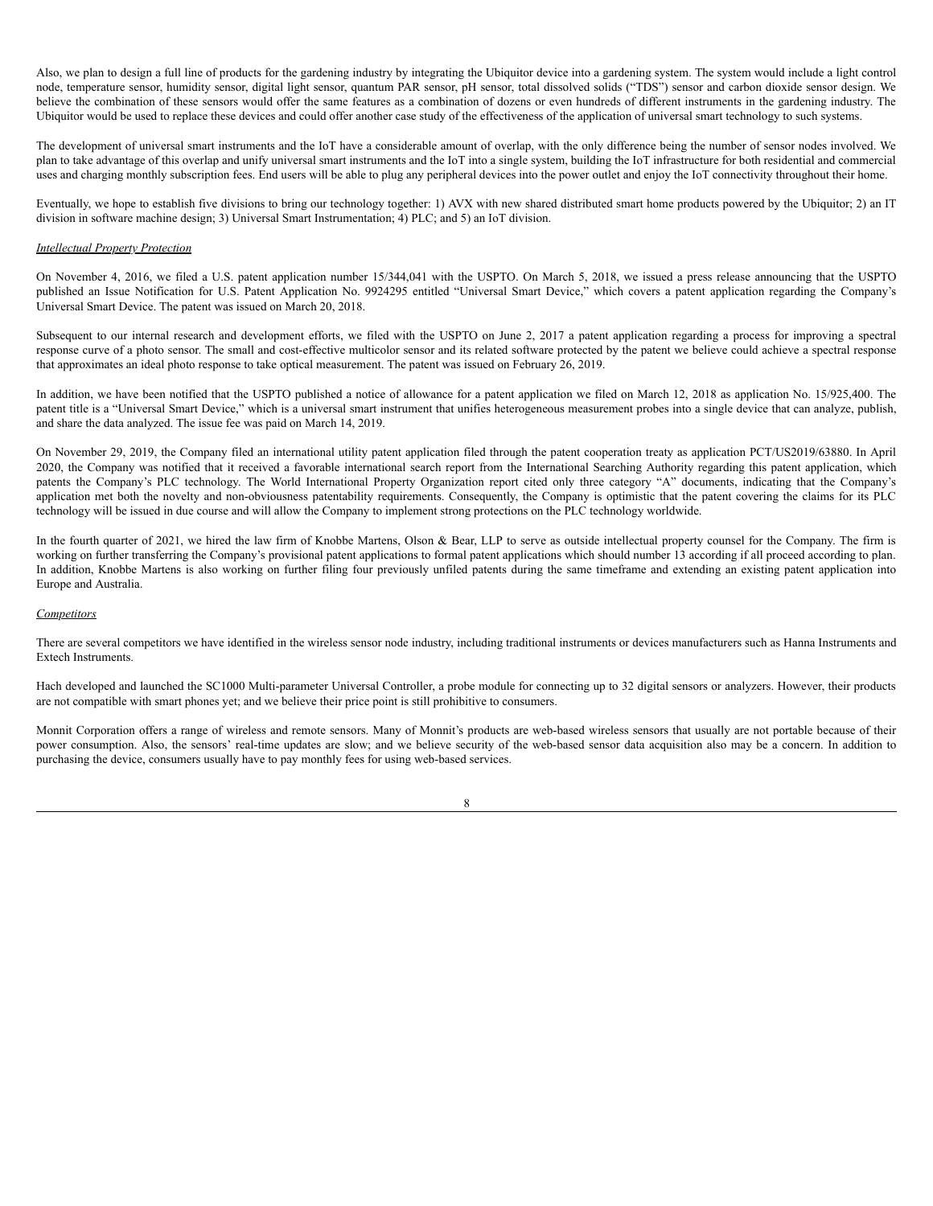Also, we plan to design a full line of products for the gardening industry by integrating the Ubiquitor device into a gardening system. The system would include a light control node, temperature sensor, humidity sensor, digital light sensor, quantum PAR sensor, pH sensor, total dissolved solids (“TDS”) sensor and carbon dioxide sensor design. We believe the combination of these sensors would offer the same features as a combination of dozens or even hundreds of different instruments in the gardening industry. The Ubiquitor would be used to replace these devices and could offer another case study of the effectiveness of the application of universal smart technology to such systems.

The development of universal smart instruments and the IoT have a considerable amount of overlap, with the only difference being the number of sensor nodes involved. We plan to take advantage of this overlap and unify universal smart instruments and the IoT into a single system, building the IoT infrastructure for both residential and commercial uses and charging monthly subscription fees. End users will be able to plug any peripheral devices into the power outlet and enjoy the IoT connectivity throughout their home.

Eventually, we hope to establish five divisions to bring our technology together: 1) AVX with new shared distributed smart home products powered by the Ubiquitor; 2) an IT division in software machine design; 3) Universal Smart Instrumentation; 4) PLC; and 5) an IoT division.

*Intellectual Property Protection*

On November 4, 2016, we filed a U.S. patent application number 15/344,041 with the USPTO. On March 5, 2018, we issued a press release announcing that the USPTO published an Issue Notification for U.S. Patent Application No. 9924295 entitled “Universal Smart Device,” which covers a patent application regarding the Company’s Universal Smart Device. The patent was issued on March 20, 2018.

Subsequent to our internal research and development efforts, we filed with the USPTO on June 2, 2017 a patent application regarding a process for improving a spectral response curve of a photo sensor. The small and cost-effective multicolor sensor and its related software protected by the patent we believe could achieve a spectral response that approximates an ideal photo response to take optical measurement. The patent was issued on February 26, 2019.

In addition, we have been notified that the USPTO published a notice of allowance for a patent application we filed on March 12, 2018 as application No. 15/925,400. The patent title is a “Universal Smart Device,” which is a universal smart instrument that unifies heterogeneous measurement probes into a single device that can analyze, publish, and share the data analyzed. The issue fee was paid on March 14, 2019.

On November 29, 2019, the Company filed an international utility patent application filed through the patent cooperation treaty as application PCT/US2019/63880. In April 2020, the Company was notified that it received a favorable international search report from the International Searching Authority regarding this patent application, which patents the Company’s PLC technology. The World International Property Organization report cited only three category “A” documents, indicating that the Company’s application met both the novelty and non-obviousness patentability requirements. Consequently, the Company is optimistic that the patent covering the claims for its PLC technology will be issued in due course and will allow the Company to implement strong protections on the PLC technology worldwide.

In the fourth quarter of 2021, we hired the law firm of Knobbe Martens, Olson & Bear, LLP to serve as outside intellectual property counsel for the Company. The firm is working on further transferring the Company’s provisional patent applications to formal patent applications which should number 13 according if all proceed according to plan. In addition, Knobbe Martens is also working on further filing four previously unfiled patents during the same timeframe and extending an existing patent application into Europe and Australia.

*Competitors*

There are several competitors we have identified in the wireless sensor node industry, including traditional instruments or devices manufacturers such as Hanna Instruments and Extech Instruments.

Hach developed and launched the SC1000 Multi-parameter Universal Controller, a probe module for connecting up to 32 digital sensors or analyzers. However, their products are not compatible with smart phones yet; and we believe their price point is still prohibitive to consumers.

Monnit Corporation offers a range of wireless and remote sensors. Many of Monnit’s products are web-based wireless sensors that usually are not portable because of their power consumption. Also, the sensors’ real-time updates are slow; and we believe security of the web-based sensor data acquisition also may be a concern. In addition to purchasing the device, consumers usually have to pay monthly fees for using web-based services.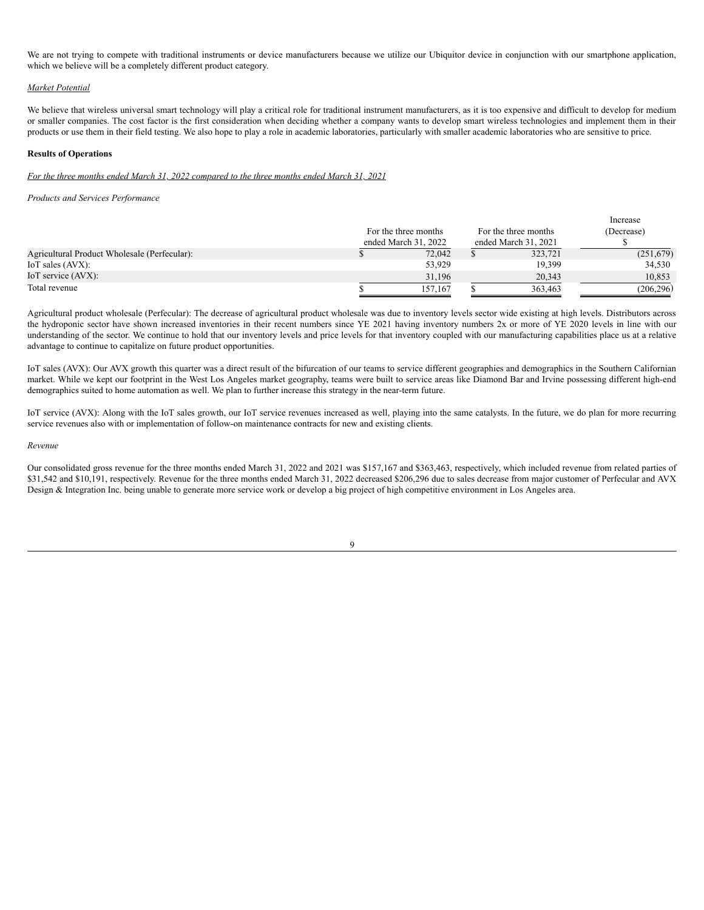We are not trying to compete with traditional instruments or device manufacturers because we utilize our Ubiquitor device in conjunction with our smartphone application, which we believe will be a completely different product category.

*Market Potential*

We believe that wireless universal smart technology will play a critical role for traditional instrument manufacturers, as it is too expensive and difficult to develop for medium or smaller companies. The cost factor is the first consideration when deciding whether a company wants to develop smart wireless technologies and implement them in their products or use them in their field testing. We also hope to play a role in academic laboratories, particularly with smaller academic laboratories who are sensitive to price.

**Results of Operations**

*For the three months ended March 31, 2022 compared to the three months ended March 31, 2021*

*Products and Services Performance*

| | For the three months ended March 31, 2022 | For the three months ended March 31, 2021 | Increase (Decrease) $ |
|---|---|---|---|
| Agricultural Product Wholesale (Perfecular): | $ 72,042 | $ 323,721 | (251,679) |
| IoT sales (AVX): | 53,929 | 19,399 | 34,530 |
| IoT service (AVX): | 31,196 | 20,343 | 10,853 |
| Total revenue | $ 157,167 | $ 363,463 | (206,296) |

Agricultural product wholesale (Perfecular): The decrease of agricultural product wholesale was due to inventory levels sector wide existing at high levels. Distributors across the hydroponic sector have shown increased inventories in their recent numbers since YE 2021 having inventory numbers 2x or more of YE 2020 levels in line with our understanding of the sector. We continue to hold that our inventory levels and price levels for that inventory coupled with our manufacturing capabilities place us at a relative advantage to continue to capitalize on future product opportunities.

IoT sales (AVX): Our AVX growth this quarter was a direct result of the bifurcation of our teams to service different geographies and demographics in the Southern Californian market. While we kept our footprint in the West Los Angeles market geography, teams were built to service areas like Diamond Bar and Irvine possessing different high-end demographics suited to home automation as well. We plan to further increase this strategy in the near-term future.

IoT service (AVX): Along with the IoT sales growth, our IoT service revenues increased as well, playing into the same catalysts. In the future, we do plan for more recurring service revenues also with or implementation of follow-on maintenance contracts for new and existing clients.

*Revenue*

Our consolidated gross revenue for the three months ended March 31, 2022 and 2021 was $157,167 and $363,463, respectively, which included revenue from related parties of $31,542 and $10,191, respectively. Revenue for the three months ended March 31, 2022 decreased $206,296 due to sales decrease from major customer of Perfecular and AVX Design & Integration Inc. being unable to generate more service work or develop a big project of high competitive environment in Los Angeles area.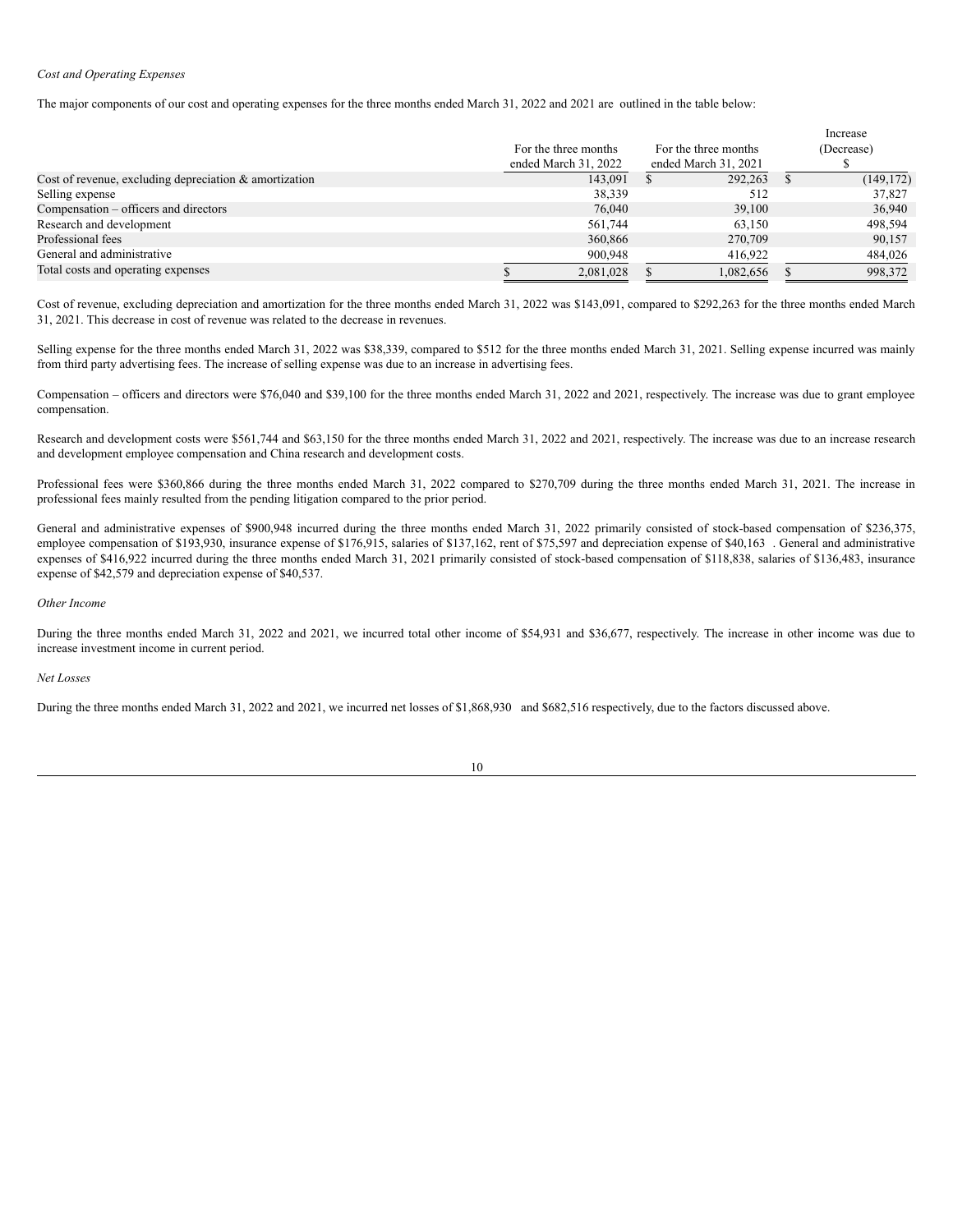*Cost and Operating Expenses*

The major components of our cost and operating expenses for the three months ended March 31, 2022 and 2021 are outlined in the table below:

| | For the three months ended March 31, 2022 | For the three months ended March 31, 2021 | Increase (Decrease) $ |
|---|---|---|---|
| Cost of revenue, excluding depreciation & amortization | 143,091 | $ 292,263 | $ (149,172) |
| Selling expense | 38,339 | 512 | 37,827 |
| Compensation – officers and directors | 76,040 | 39,100 | 36,940 |
| Research and development | 561,744 | 63,150 | 498,594 |
| Professional fees | 360,866 | 270,709 | 90,157 |
| General and administrative | 900,948 | 416,922 | 484,026 |
| Total costs and operating expenses | $ 2,081,028 | $ 1,082,656 | $ 998,372 |

Cost of revenue, excluding depreciation and amortization for the three months ended March 31, 2022 was $143,091, compared to $292,263 for the three months ended March 31, 2021. This decrease in cost of revenue was related to the decrease in revenues.

Selling expense for the three months ended March 31, 2022 was $38,339, compared to $512 for the three months ended March 31, 2021. Selling expense incurred was mainly from third party advertising fees. The increase of selling expense was due to an increase in advertising fees.

Compensation – officers and directors were $76,040 and $39,100 for the three months ended March 31, 2022 and 2021, respectively. The increase was due to grant employee compensation.

Research and development costs were $561,744 and $63,150 for the three months ended March 31, 2022 and 2021, respectively. The increase was due to an increase research and development employee compensation and China research and development costs.

Professional fees were $360,866 during the three months ended March 31, 2022 compared to $270,709 during the three months ended March 31, 2021. The increase in professional fees mainly resulted from the pending litigation compared to the prior period.

General and administrative expenses of $900,948 incurred during the three months ended March 31, 2022 primarily consisted of stock-based compensation of $236,375, employee compensation of $193,930, insurance expense of $176,915, salaries of $137,162, rent of $75,597 and depreciation expense of $40,163 . General and administrative expenses of $416,922 incurred during the three months ended March 31, 2021 primarily consisted of stock-based compensation of $118,838, salaries of $136,483, insurance expense of $42,579 and depreciation expense of $40,537.

*Other Income*

During the three months ended March 31, 2022 and 2021, we incurred total other income of $54,931 and $36,677, respectively. The increase in other income was due to increase investment income in current period.

*Net Losses*

During the three months ended March 31, 2022 and 2021, we incurred net losses of $1,868,930 and $682,516 respectively, due to the factors discussed above.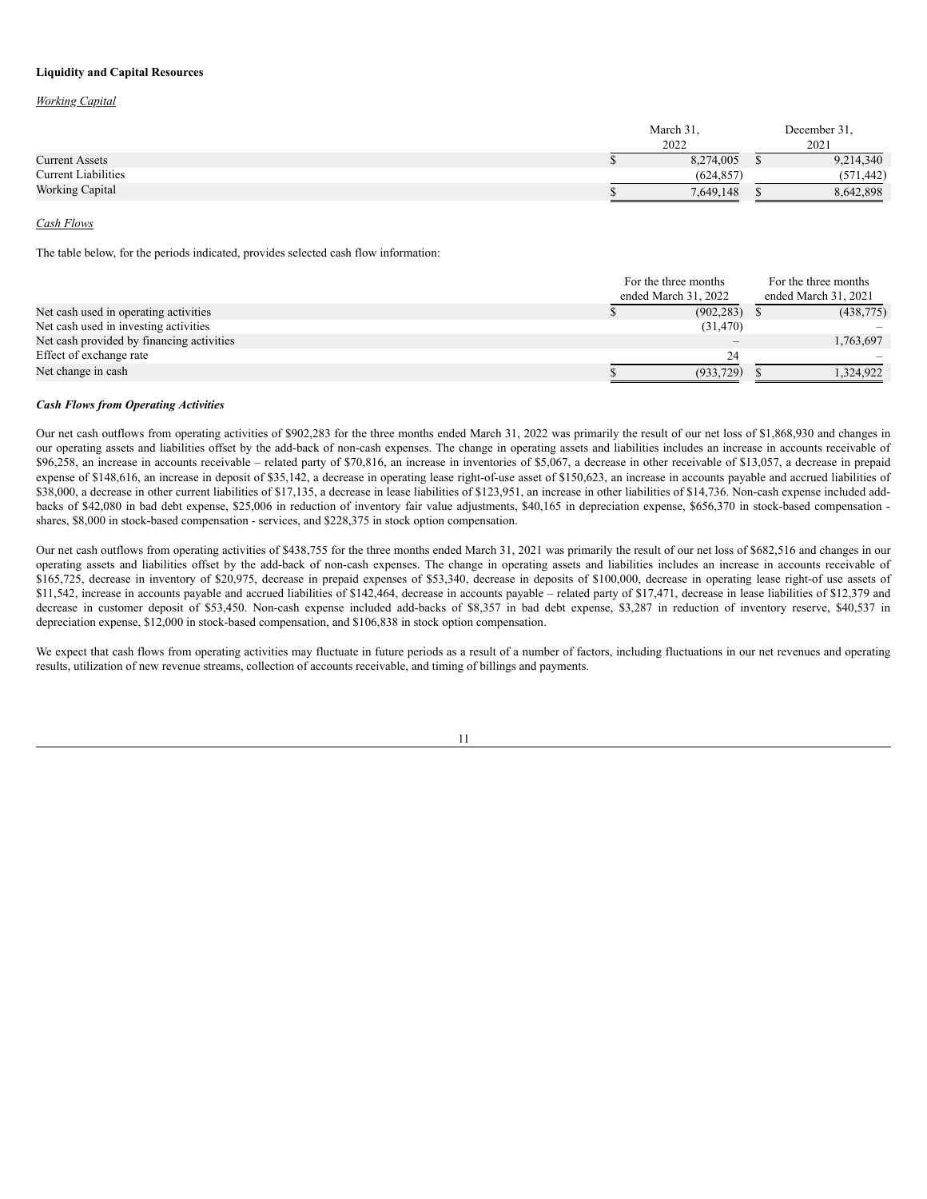**Liquidity and Capital Resources**

*Working Capital*

| | March 31, 2022 | December 31, 2021 |
|---|---|---|
| Current Assets | $ 8,274,005 | $ 9,214,340 |
| Current Liabilities | (624,857) | (571,442) |
| Working Capital | $ 7,649,148 | $ 8,642,898 |

*Cash Flows*

The table below, for the periods indicated, provides selected cash flow information:

| | For the three months ended March 31, 2022 | For the three months ended March 31, 2021 |
|---|---|---|
| Net cash used in operating activities | $ (902,283) | $ (438,775) |
| Net cash used in investing activities | (31,470) | – |
| Net cash provided by financing activities | – | 1,763,697 |
| Effect of exchange rate | 24 | – |
| Net change in cash | $ (933,729) | $ 1,324,922 |

***Cash Flows from Operating Activities***

Our net cash outflows from operating activities of $902,283 for the three months ended March 31, 2022 was primarily the result of our net loss of $1,868,930 and changes in our operating assets and liabilities offset by the add-back of non-cash expenses. The change in operating assets and liabilities includes an increase in accounts receivable of $96,258, an increase in accounts receivable – related party of $70,816, an increase in inventories of $5,067, a decrease in other receivable of $13,057, a decrease in prepaid expense of $148,616, an increase in deposit of $35,142, a decrease in operating lease right-of-use asset of $150,623, an increase in accounts payable and accrued liabilities of $38,000, a decrease in other current liabilities of $17,135, a decrease in lease liabilities of $123,951, an increase in other liabilities of $14,736. Non-cash expense included add-backs of $42,080 in bad debt expense, $25,006 in reduction of inventory fair value adjustments, $40,165 in depreciation expense, $656,370 in stock-based compensation - shares, $8,000 in stock-based compensation - services, and $228,375 in stock option compensation.

Our net cash outflows from operating activities of $438,755 for the three months ended March 31, 2021 was primarily the result of our net loss of $682,516 and changes in our operating assets and liabilities offset by the add-back of non-cash expenses. The change in operating assets and liabilities includes an increase in accounts receivable of $165,725, decrease in inventory of $20,975, decrease in prepaid expenses of $53,340, decrease in deposits of $100,000, decrease in operating lease right-of use assets of $11,542, increase in accounts payable and accrued liabilities of $142,464, decrease in accounts payable – related party of $17,471, decrease in lease liabilities of $12,379 and decrease in customer deposit of $53,450. Non-cash expense included add-backs of $8,357 in bad debt expense, $3,287 in reduction of inventory reserve, $40,537 in depreciation expense, $12,000 in stock-based compensation, and $106,838 in stock option compensation.

We expect that cash flows from operating activities may fluctuate in future periods as a result of a number of factors, including fluctuations in our net revenues and operating results, utilization of new revenue streams, collection of accounts receivable, and timing of billings and payments.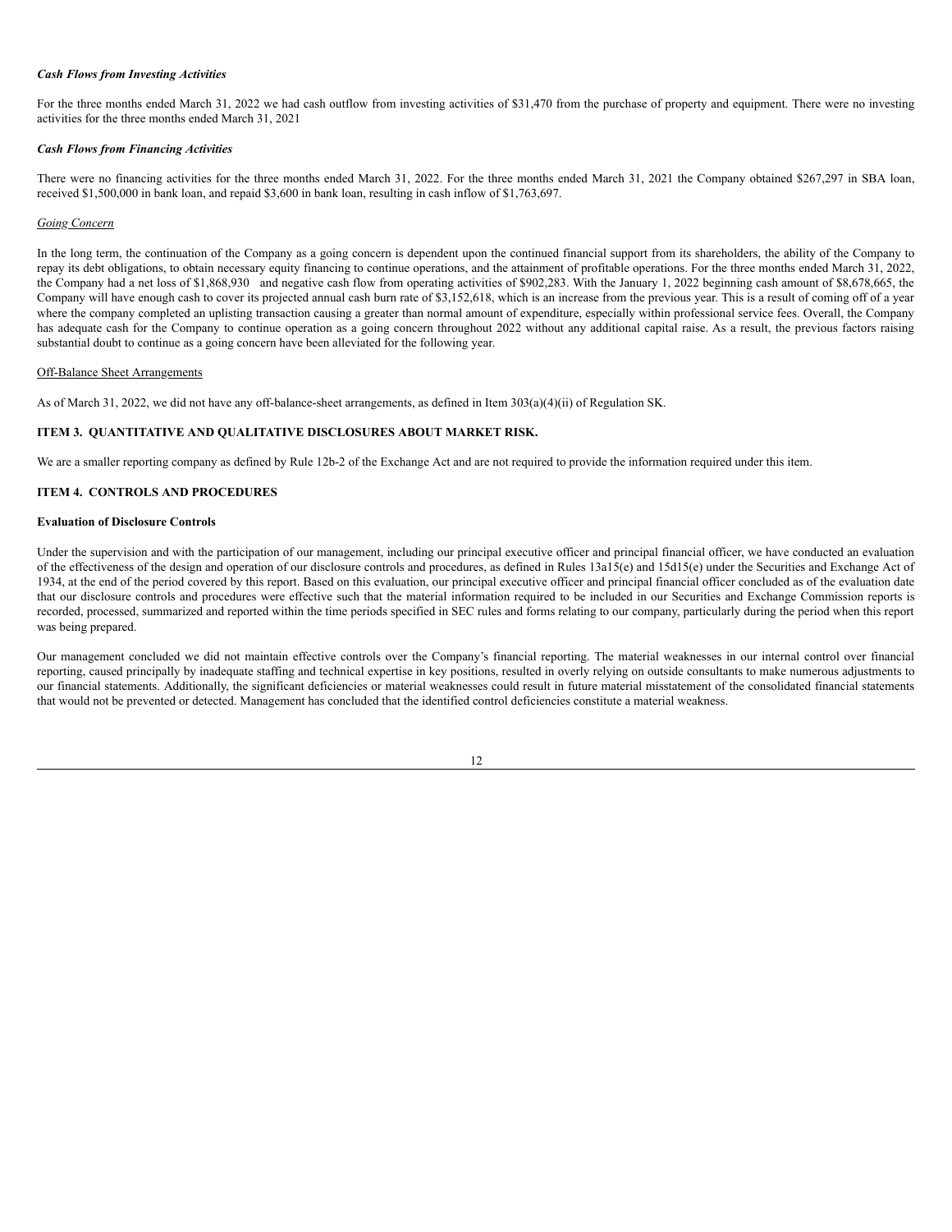***Cash Flows from Investing Activities***

For the three months ended March 31, 2022 we had cash outflow from investing activities of $31,470 from the purchase of property and equipment. There were no investing activities for the three months ended March 31, 2021

***Cash Flows from Financing Activities***

There were no financing activities for the three months ended March 31, 2022. For the three months ended March 31, 2021 the Company obtained $267,297 in SBA loan, received $1,500,000 in bank loan, and repaid $3,600 in bank loan, resulting in cash inflow of $1,763,697.

*Going Concern*

In the long term, the continuation of the Company as a going concern is dependent upon the continued financial support from its shareholders, the ability of the Company to repay its debt obligations, to obtain necessary equity financing to continue operations, and the attainment of profitable operations. For the three months ended March 31, 2022, the Company had a net loss of $1,868,930 and negative cash flow from operating activities of $902,283. With the January 1, 2022 beginning cash amount of $8,678,665, the Company will have enough cash to cover its projected annual cash burn rate of $3,152,618, which is an increase from the previous year. This is a result of coming off of a year where the company completed an uplisting transaction causing a greater than normal amount of expenditure, especially within professional service fees. Overall, the Company has adequate cash for the Company to continue operation as a going concern throughout 2022 without any additional capital raise. As a result, the previous factors raising substantial doubt to continue as a going concern have been alleviated for the following year.

Off-Balance Sheet Arrangements

As of March 31, 2022, we did not have any off-balance-sheet arrangements, as defined in Item 303(a)(4)(ii) of Regulation SK.

## ITEM 3. QUANTITATIVE AND QUALITATIVE DISCLOSURES ABOUT MARKET RISK.

We are a smaller reporting company as defined by Rule 12b-2 of the Exchange Act and are not required to provide the information required under this item.

## ITEM 4. CONTROLS AND PROCEDURES

**Evaluation of Disclosure Controls**

Under the supervision and with the participation of our management, including our principal executive officer and principal financial officer, we have conducted an evaluation of the effectiveness of the design and operation of our disclosure controls and procedures, as defined in Rules 13a15(e) and 15d15(e) under the Securities and Exchange Act of 1934, at the end of the period covered by this report. Based on this evaluation, our principal executive officer and principal financial officer concluded as of the evaluation date that our disclosure controls and procedures were effective such that the material information required to be included in our Securities and Exchange Commission reports is recorded, processed, summarized and reported within the time periods specified in SEC rules and forms relating to our company, particularly during the period when this report was being prepared.

Our management concluded we did not maintain effective controls over the Company's financial reporting. The material weaknesses in our internal control over financial reporting, caused principally by inadequate staffing and technical expertise in key positions, resulted in overly relying on outside consultants to make numerous adjustments to our financial statements. Additionally, the significant deficiencies or material weaknesses could result in future material misstatement of the consolidated financial statements that would not be prevented or detected. Management has concluded that the identified control deficiencies constitute a material weakness.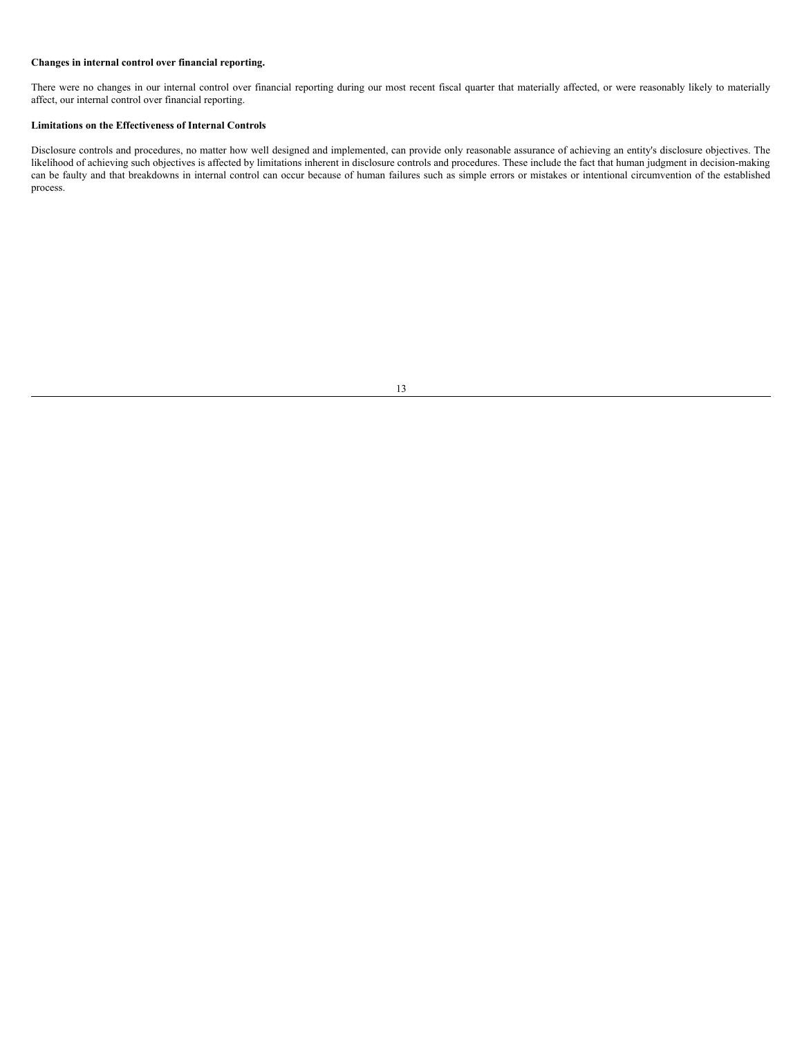**Changes in internal control over financial reporting.**

There were no changes in our internal control over financial reporting during our most recent fiscal quarter that materially affected, or were reasonably likely to materially affect, our internal control over financial reporting.

**Limitations on the Effectiveness of Internal Controls**

Disclosure controls and procedures, no matter how well designed and implemented, can provide only reasonable assurance of achieving an entity's disclosure objectives. The likelihood of achieving such objectives is affected by limitations inherent in disclosure controls and procedures. These include the fact that human judgment in decision-making can be faulty and that breakdowns in internal control can occur because of human failures such as simple errors or mistakes or intentional circumvention of the established process.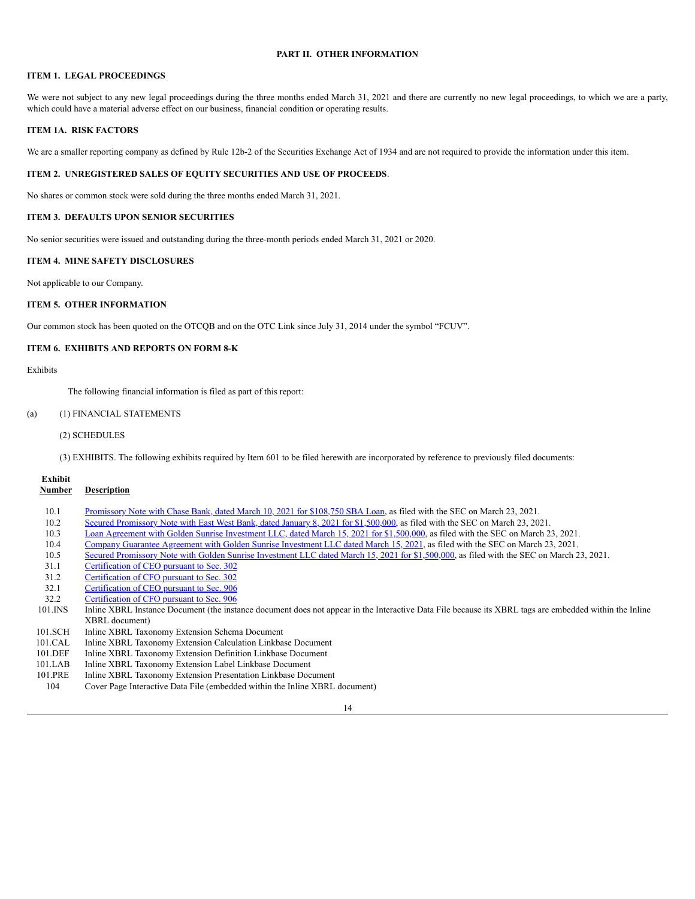## PART II. OTHER INFORMATION

### ITEM 1. LEGAL PROCEEDINGS

We were not subject to any new legal proceedings during the three months ended March 31, 2021 and there are currently no new legal proceedings, to which we are a party, which could have a material adverse effect on our business, financial condition or operating results.

### ITEM 1A. RISK FACTORS

We are a smaller reporting company as defined by Rule 12b-2 of the Securities Exchange Act of 1934 and are not required to provide the information under this item.

### ITEM 2. UNREGISTERED SALES OF EQUITY SECURITIES AND USE OF PROCEEDS.

No shares or common stock were sold during the three months ended March 31, 2021.

### ITEM 3. DEFAULTS UPON SENIOR SECURITIES

No senior securities were issued and outstanding during the three-month periods ended March 31, 2021 or 2020.

### ITEM 4. MINE SAFETY DISCLOSURES

Not applicable to our Company.

### ITEM 5. OTHER INFORMATION

Our common stock has been quoted on the OTCQB and on the OTC Link since July 31, 2014 under the symbol "FCUV".

### ITEM 6. EXHIBITS AND REPORTS ON FORM 8-K

Exhibits

The following financial information is filed as part of this report:

(a) (1) FINANCIAL STATEMENTS

(2) SCHEDULES

(3) EXHIBITS. The following exhibits required by Item 601 to be filed herewith are incorporated by reference to previously filed documents:

| Exhibit Number | Description |
|---|---|
| 10.1 | Promissory Note with Chase Bank, dated March 10, 2021 for $108,750 SBA Loan, as filed with the SEC on March 23, 2021. |
| 10.2 | Secured Promissory Note with East West Bank, dated January 8, 2021 for $1,500,000, as filed with the SEC on March 23, 2021. |
| 10.3 | Loan Agreement with Golden Sunrise Investment LLC, dated March 15, 2021 for $1,500,000, as filed with the SEC on March 23, 2021. |
| 10.4 | Company Guarantee Agreement with Golden Sunrise Investment LLC dated March 15, 2021, as filed with the SEC on March 23, 2021. |
| 10.5 | Secured Promissory Note with Golden Sunrise Investment LLC dated March 15, 2021 for $1,500,000, as filed with the SEC on March 23, 2021. |
| 31.1 | Certification of CEO pursuant to Sec. 302 |
| 31.2 | Certification of CFO pursuant to Sec. 302 |
| 32.1 | Certification of CEO pursuant to Sec. 906 |
| 32.2 | Certification of CFO pursuant to Sec. 906 |
| 101.INS | Inline XBRL Instance Document (the instance document does not appear in the Interactive Data File because its XBRL tags are embedded within the Inline XBRL document) |
| 101.SCH | Inline XBRL Taxonomy Extension Schema Document |
| 101.CAL | Inline XBRL Taxonomy Extension Calculation Linkbase Document |
| 101.DEF | Inline XBRL Taxonomy Extension Definition Linkbase Document |
| 101.LAB | Inline XBRL Taxonomy Extension Label Linkbase Document |
| 101.PRE | Inline XBRL Taxonomy Extension Presentation Linkbase Document |
| 104 | Cover Page Interactive Data File (embedded within the Inline XBRL document) |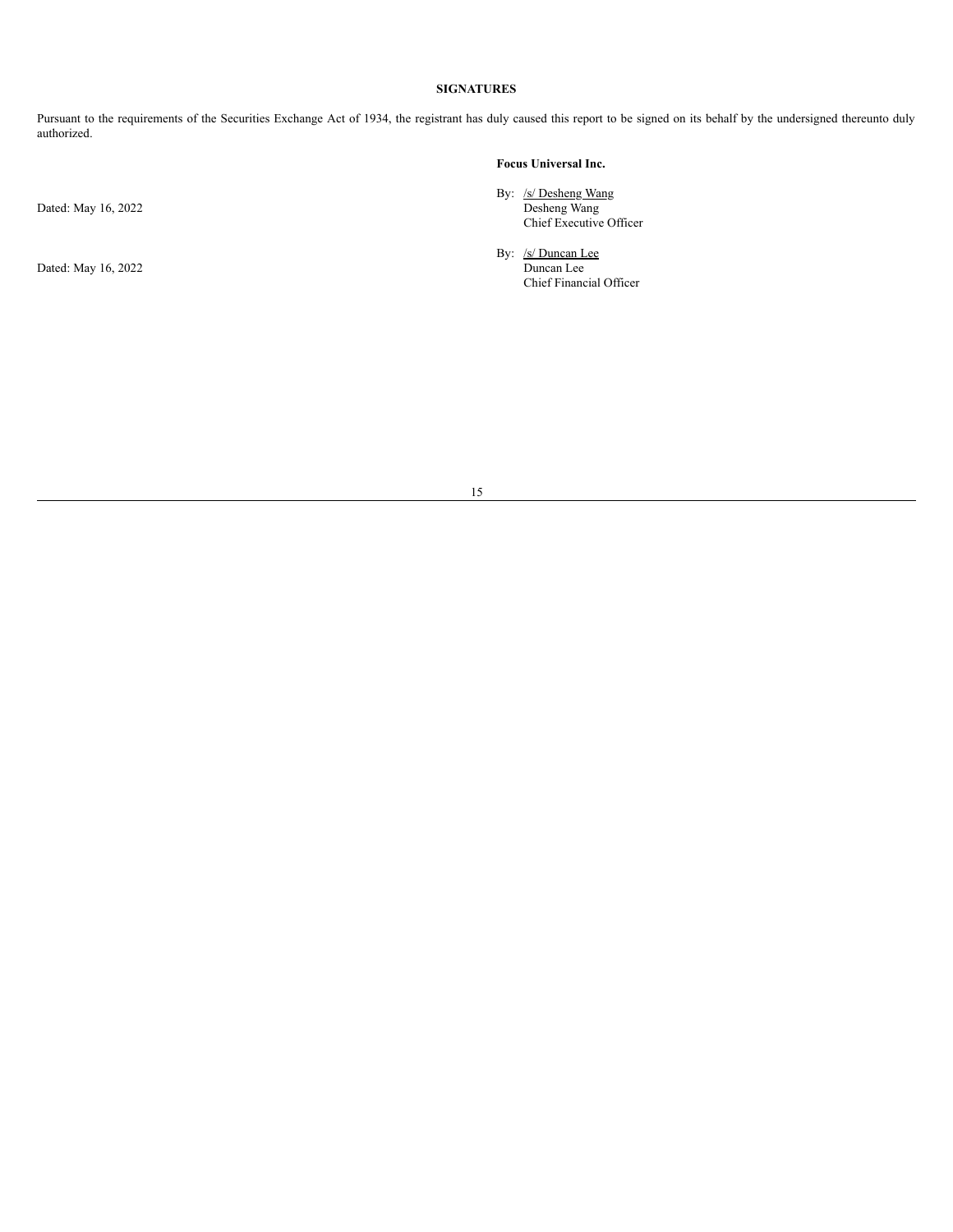## SIGNATURES

Pursuant to the requirements of the Securities Exchange Act of 1934, the registrant has duly caused this report to be signed on its behalf by the undersigned thereunto duly authorized.

**Focus Universal Inc.**

Dated: May 16, 2022

By: /s/ Desheng Wang
Desheng Wang
Chief Executive Officer

Dated: May 16, 2022

By: /s/ Duncan Lee
Duncan Lee
Chief Financial Officer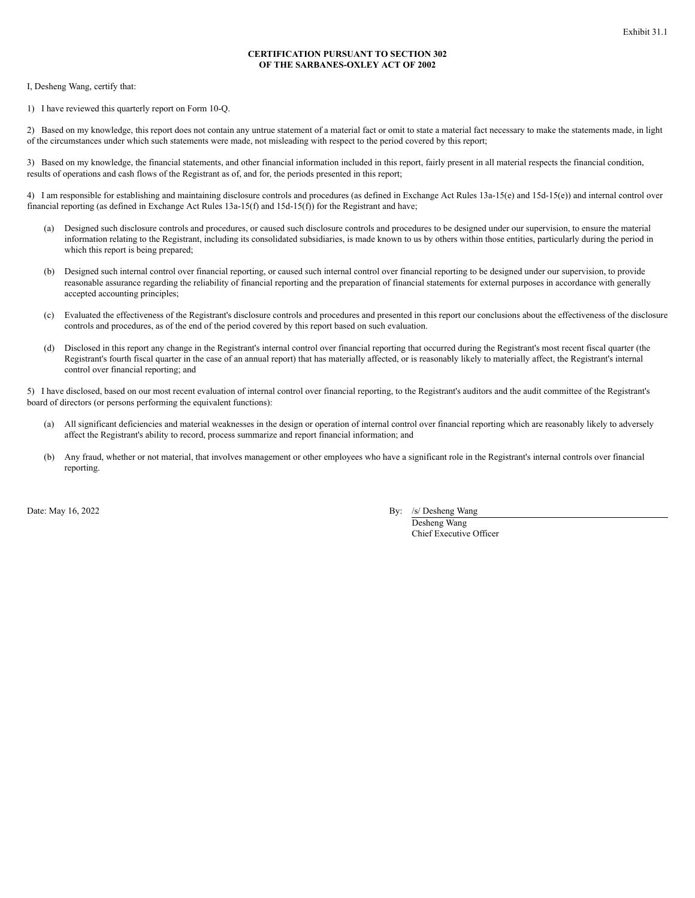Exhibit 31.1

**CERTIFICATION PURSUANT TO SECTION 302**
**OF THE SARBANES-OXLEY ACT OF 2002**

I, Desheng Wang, certify that:

1) I have reviewed this quarterly report on Form 10-Q.

2) Based on my knowledge, this report does not contain any untrue statement of a material fact or omit to state a material fact necessary to make the statements made, in light of the circumstances under which such statements were made, not misleading with respect to the period covered by this report;

3) Based on my knowledge, the financial statements, and other financial information included in this report, fairly present in all material respects the financial condition, results of operations and cash flows of the Registrant as of, and for, the periods presented in this report;

4) I am responsible for establishing and maintaining disclosure controls and procedures (as defined in Exchange Act Rules 13a-15(e) and 15d-15(e)) and internal control over financial reporting (as defined in Exchange Act Rules 13a-15(f) and 15d-15(f)) for the Registrant and have;

(a) Designed such disclosure controls and procedures, or caused such disclosure controls and procedures to be designed under our supervision, to ensure the material information relating to the Registrant, including its consolidated subsidiaries, is made known to us by others within those entities, particularly during the period in which this report is being prepared;

(b) Designed such internal control over financial reporting, or caused such internal control over financial reporting to be designed under our supervision, to provide reasonable assurance regarding the reliability of financial reporting and the preparation of financial statements for external purposes in accordance with generally accepted accounting principles;

(c) Evaluated the effectiveness of the Registrant's disclosure controls and procedures and presented in this report our conclusions about the effectiveness of the disclosure controls and procedures, as of the end of the period covered by this report based on such evaluation.

(d) Disclosed in this report any change in the Registrant's internal control over financial reporting that occurred during the Registrant's most recent fiscal quarter (the Registrant's fourth fiscal quarter in the case of an annual report) that has materially affected, or is reasonably likely to materially affect, the Registrant's internal control over financial reporting; and

5) I have disclosed, based on our most recent evaluation of internal control over financial reporting, to the Registrant's auditors and the audit committee of the Registrant's board of directors (or persons performing the equivalent functions):

(a) All significant deficiencies and material weaknesses in the design or operation of internal control over financial reporting which are reasonably likely to adversely affect the Registrant's ability to record, process summarize and report financial information; and

(b) Any fraud, whether or not material, that involves management or other employees who have a significant role in the Registrant's internal controls over financial reporting.

Date: May 16, 2022

By: /s/ Desheng Wang
Desheng Wang
Chief Executive Officer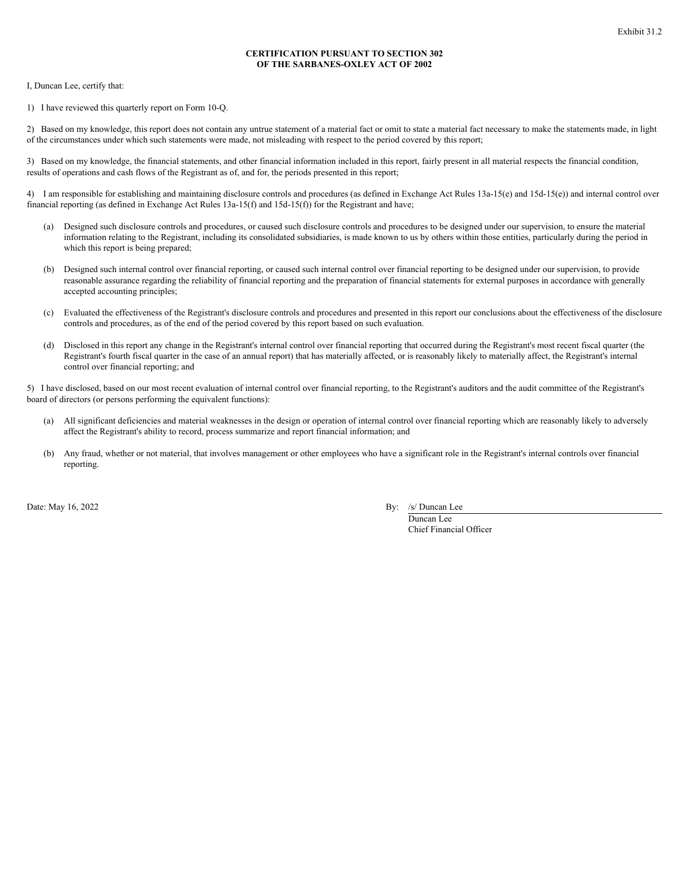Exhibit 31.2

**CERTIFICATION PURSUANT TO SECTION 302**
**OF THE SARBANES-OXLEY ACT OF 2002**

I, Duncan Lee, certify that:

1) I have reviewed this quarterly report on Form 10-Q.

2) Based on my knowledge, this report does not contain any untrue statement of a material fact or omit to state a material fact necessary to make the statements made, in light of the circumstances under which such statements were made, not misleading with respect to the period covered by this report;

3) Based on my knowledge, the financial statements, and other financial information included in this report, fairly present in all material respects the financial condition, results of operations and cash flows of the Registrant as of, and for, the periods presented in this report;

4) I am responsible for establishing and maintaining disclosure controls and procedures (as defined in Exchange Act Rules 13a-15(e) and 15d-15(e)) and internal control over financial reporting (as defined in Exchange Act Rules 13a-15(f) and 15d-15(f)) for the Registrant and have;

(a) Designed such disclosure controls and procedures, or caused such disclosure controls and procedures to be designed under our supervision, to ensure the material information relating to the Registrant, including its consolidated subsidiaries, is made known to us by others within those entities, particularly during the period in which this report is being prepared;

(b) Designed such internal control over financial reporting, or caused such internal control over financial reporting to be designed under our supervision, to provide reasonable assurance regarding the reliability of financial reporting and the preparation of financial statements for external purposes in accordance with generally accepted accounting principles;

(c) Evaluated the effectiveness of the Registrant's disclosure controls and procedures and presented in this report our conclusions about the effectiveness of the disclosure controls and procedures, as of the end of the period covered by this report based on such evaluation.

(d) Disclosed in this report any change in the Registrant's internal control over financial reporting that occurred during the Registrant's most recent fiscal quarter (the Registrant's fourth fiscal quarter in the case of an annual report) that has materially affected, or is reasonably likely to materially affect, the Registrant's internal control over financial reporting; and

5) I have disclosed, based on our most recent evaluation of internal control over financial reporting, to the Registrant's auditors and the audit committee of the Registrant's board of directors (or persons performing the equivalent functions):

(a) All significant deficiencies and material weaknesses in the design or operation of internal control over financial reporting which are reasonably likely to adversely affect the Registrant's ability to record, process summarize and report financial information; and

(b) Any fraud, whether or not material, that involves management or other employees who have a significant role in the Registrant's internal controls over financial reporting.

Date: May 16, 2022

By: /s/ Duncan Lee
Duncan Lee
Chief Financial Officer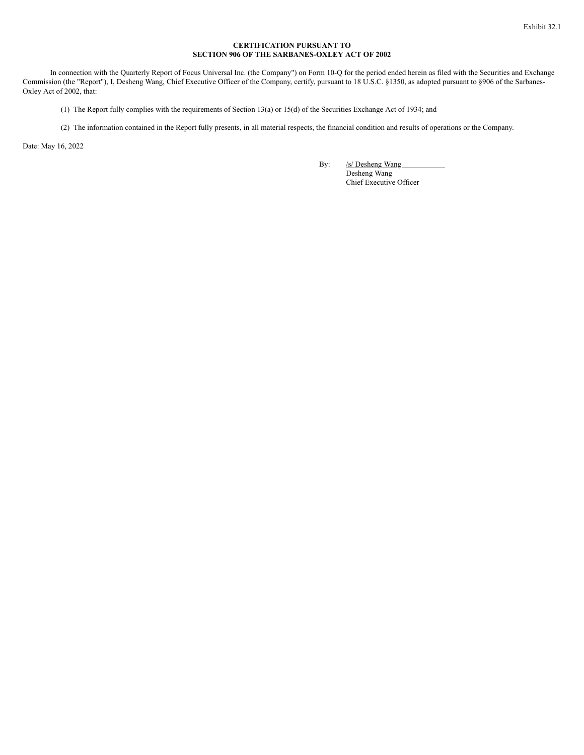Exhibit 32.1

**CERTIFICATION PURSUANT TO**
**SECTION 906 OF THE SARBANES-OXLEY ACT OF 2002**

In connection with the Quarterly Report of Focus Universal Inc. (the Company") on Form 10-Q for the period ended herein as filed with the Securities and Exchange Commission (the "Report"), I, Desheng Wang, Chief Executive Officer of the Company, certify, pursuant to 18 U.S.C. §1350, as adopted pursuant to §906 of the Sarbanes-Oxley Act of 2002, that:

(1) The Report fully complies with the requirements of Section 13(a) or 15(d) of the Securities Exchange Act of 1934; and

(2) The information contained in the Report fully presents, in all material respects, the financial condition and results of operations or the Company.

Date: May 16, 2022

By: /s/ Desheng Wang
Desheng Wang
Chief Executive Officer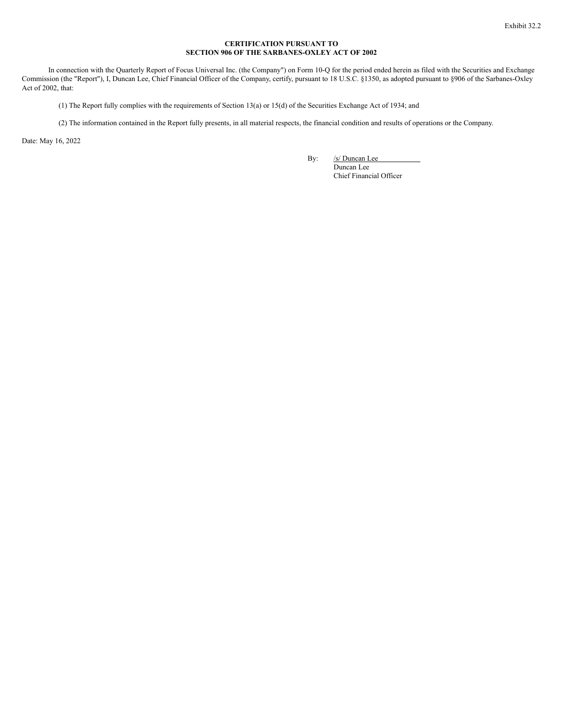Exhibit 32.2

**CERTIFICATION PURSUANT TO**
**SECTION 906 OF THE SARBANES-OXLEY ACT OF 2002**

In connection with the Quarterly Report of Focus Universal Inc. (the Company") on Form 10-Q for the period ended herein as filed with the Securities and Exchange Commission (the "Report"), I, Duncan Lee, Chief Financial Officer of the Company, certify, pursuant to 18 U.S.C. §1350, as adopted pursuant to §906 of the Sarbanes-Oxley Act of 2002, that:

(1) The Report fully complies with the requirements of Section 13(a) or 15(d) of the Securities Exchange Act of 1934; and

(2) The information contained in the Report fully presents, in all material respects, the financial condition and results of operations or the Company.

Date: May 16, 2022

By: /s/ Duncan Lee
Duncan Lee
Chief Financial Officer